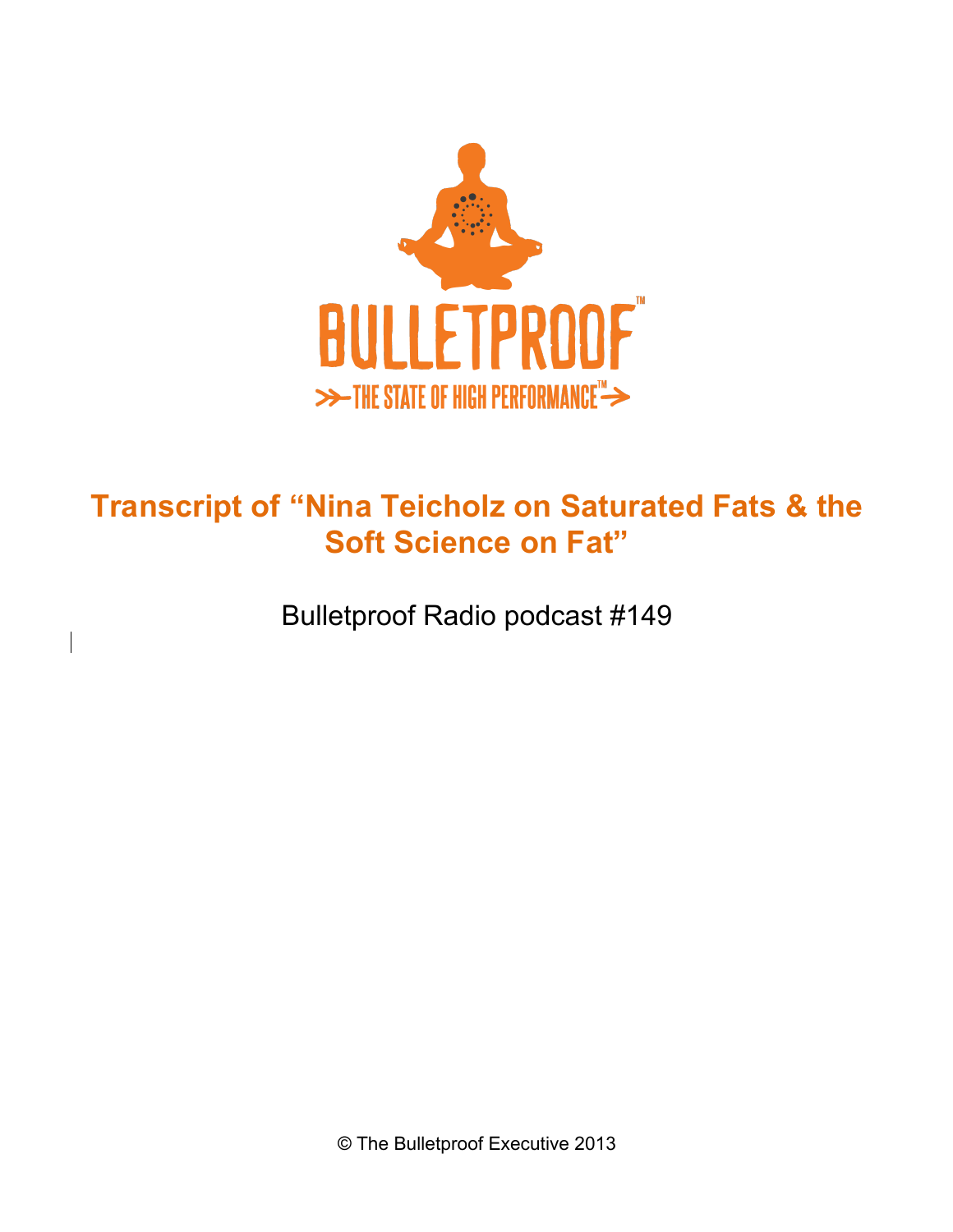BULLETPROOF™

THE STATE OF HIGH PERFORMANCE™

# Transcript of "Nina Teicholz on Saturated Fats & the Soft Science on Fat"

Bulletproof Radio podcast #149

© The Bulletproof Executive 2013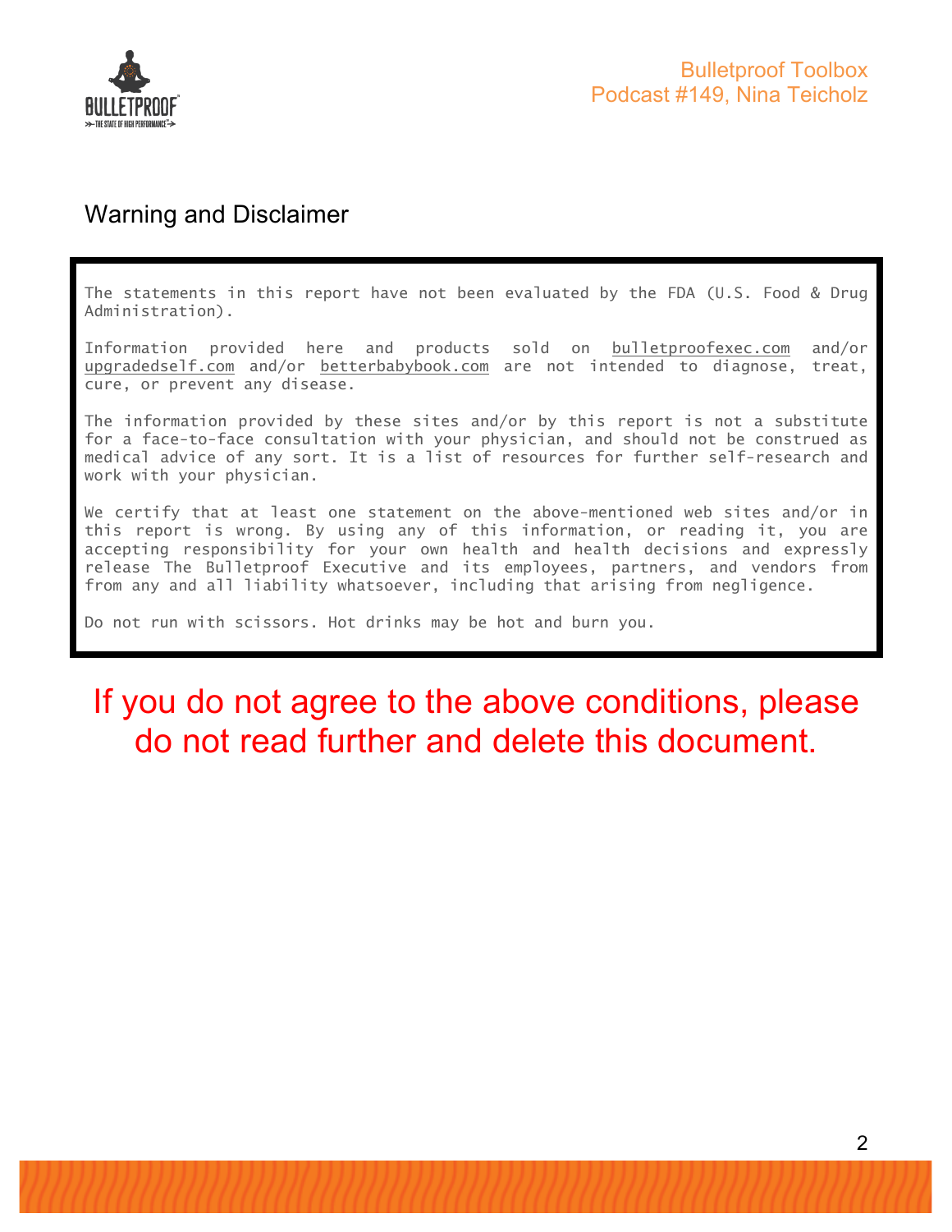## Warning and Disclaimer

The statements in this report have not been evaluated by the FDA (U.S. Food & Drug Administration).

Information provided here and products sold on bulletproofexec.com and/or upgradedself.com and/or betterbabybook.com are not intended to diagnose, treat, cure, or prevent any disease.

The information provided by these sites and/or by this report is not a substitute for a face-to-face consultation with your physician, and should not be construed as medical advice of any sort. It is a list of resources for further self-research and work with your physician.

We certify that at least one statement on the above-mentioned web sites and/or in this report is wrong. By using any of this information, or reading it, you are accepting responsibility for your own health and health decisions and expressly release The Bulletproof Executive and its employees, partners, and vendors from from any and all liability whatsoever, including that arising from negligence.

Do not run with scissors. Hot drinks may be hot and burn you.

**If you do not agree to the above conditions, please do not read further and delete this document.**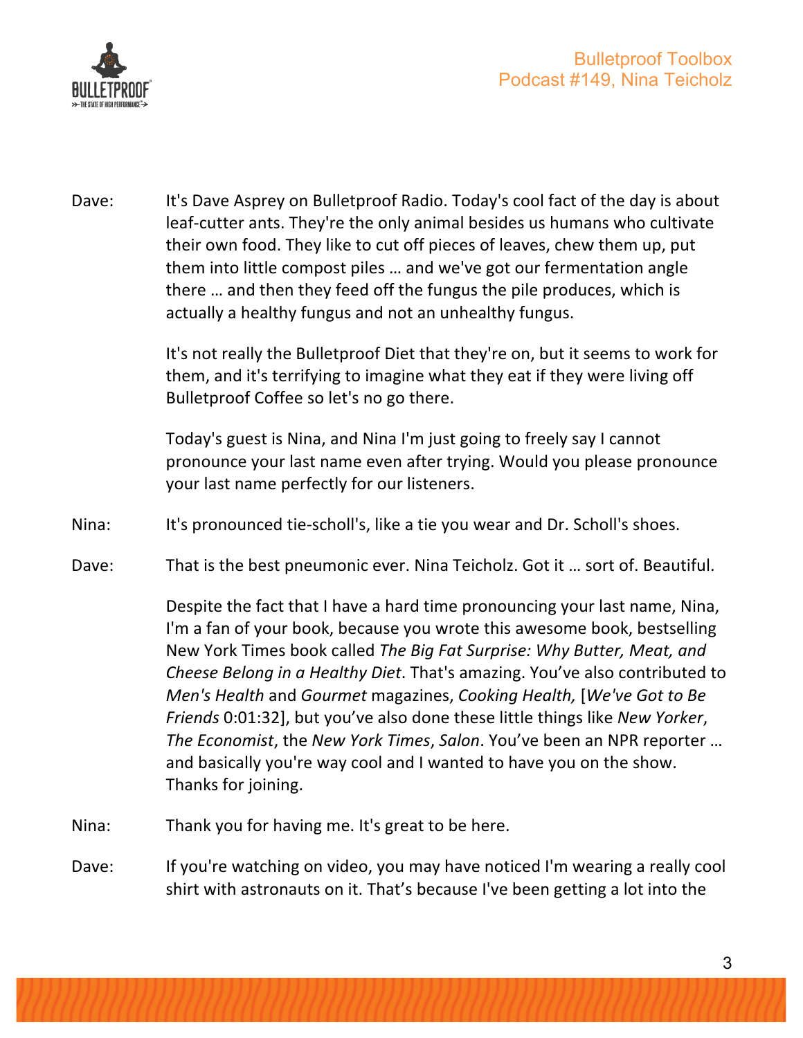Dave: It's Dave Asprey on Bulletproof Radio. Today's cool fact of the day is about leaf-cutter ants. They're the only animal besides us humans who cultivate their own food. They like to cut off pieces of leaves, chew them up, put them into little compost piles … and we've got our fermentation angle there … and then they feed off the fungus the pile produces, which is actually a healthy fungus and not an unhealthy fungus.

It's not really the Bulletproof Diet that they're on, but it seems to work for them, and it's terrifying to imagine what they eat if they were living off Bulletproof Coffee so let's no go there.

Today's guest is Nina, and Nina I'm just going to freely say I cannot pronounce your last name even after trying. Would you please pronounce your last name perfectly for our listeners.

Nina: It's pronounced tie-scholl's, like a tie you wear and Dr. Scholl's shoes.

Dave: That is the best pneumonic ever. Nina Teicholz. Got it … sort of. Beautiful.

Despite the fact that I have a hard time pronouncing your last name, Nina, I'm a fan of your book, because you wrote this awesome book, bestselling New York Times book called *The Big Fat Surprise: Why Butter, Meat, and Cheese Belong in a Healthy Diet*. That's amazing. You've also contributed to *Men's Health* and *Gourmet* magazines, *Cooking Health,* [*We've Got to Be Friends* 0:01:32], but you've also done these little things like *New Yorker*, *The Economist*, the *New York Times*, *Salon*. You've been an NPR reporter … and basically you're way cool and I wanted to have you on the show. Thanks for joining.

Nina: Thank you for having me. It's great to be here.

Dave: If you're watching on video, you may have noticed I'm wearing a really cool shirt with astronauts on it. That's because I've been getting a lot into the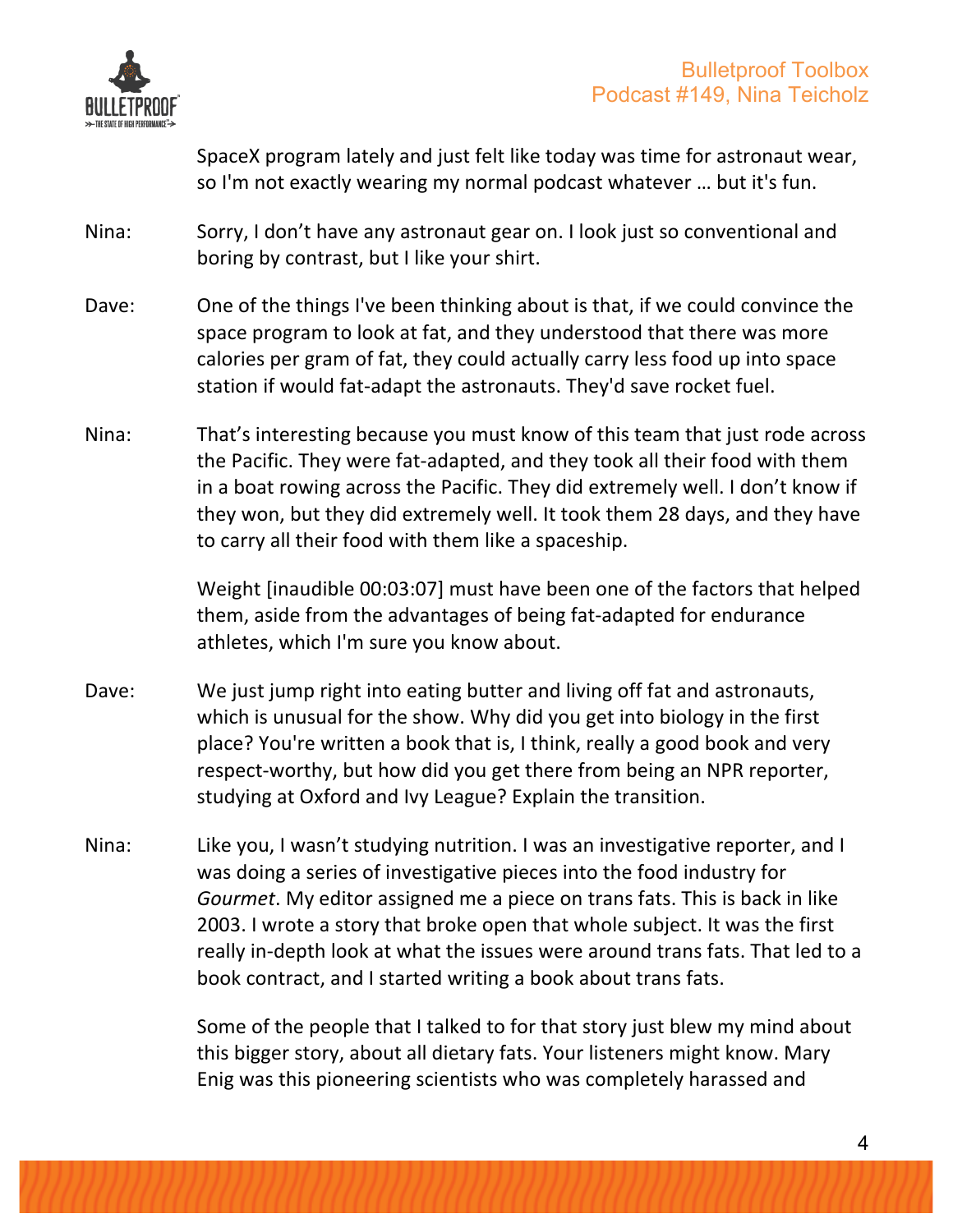SpaceX program lately and just felt like today was time for astronaut wear, so I'm not exactly wearing my normal podcast whatever … but it's fun.

Nina: Sorry, I don't have any astronaut gear on. I look just so conventional and boring by contrast, but I like your shirt.

Dave: One of the things I've been thinking about is that, if we could convince the space program to look at fat, and they understood that there was more calories per gram of fat, they could actually carry less food up into space station if would fat-adapt the astronauts. They'd save rocket fuel.

Nina: That's interesting because you must know of this team that just rode across the Pacific. They were fat-adapted, and they took all their food with them in a boat rowing across the Pacific. They did extremely well. I don't know if they won, but they did extremely well. It took them 28 days, and they have to carry all their food with them like a spaceship.

Weight [inaudible 00:03:07] must have been one of the factors that helped them, aside from the advantages of being fat-adapted for endurance athletes, which I'm sure you know about.

Dave: We just jump right into eating butter and living off fat and astronauts, which is unusual for the show. Why did you get into biology in the first place? You're written a book that is, I think, really a good book and very respect-worthy, but how did you get there from being an NPR reporter, studying at Oxford and Ivy League? Explain the transition.

Nina: Like you, I wasn't studying nutrition. I was an investigative reporter, and I was doing a series of investigative pieces into the food industry for *Gourmet*. My editor assigned me a piece on trans fats. This is back in like 2003. I wrote a story that broke open that whole subject. It was the first really in-depth look at what the issues were around trans fats. That led to a book contract, and I started writing a book about trans fats.

Some of the people that I talked to for that story just blew my mind about this bigger story, about all dietary fats. Your listeners might know. Mary Enig was this pioneering scientists who was completely harassed and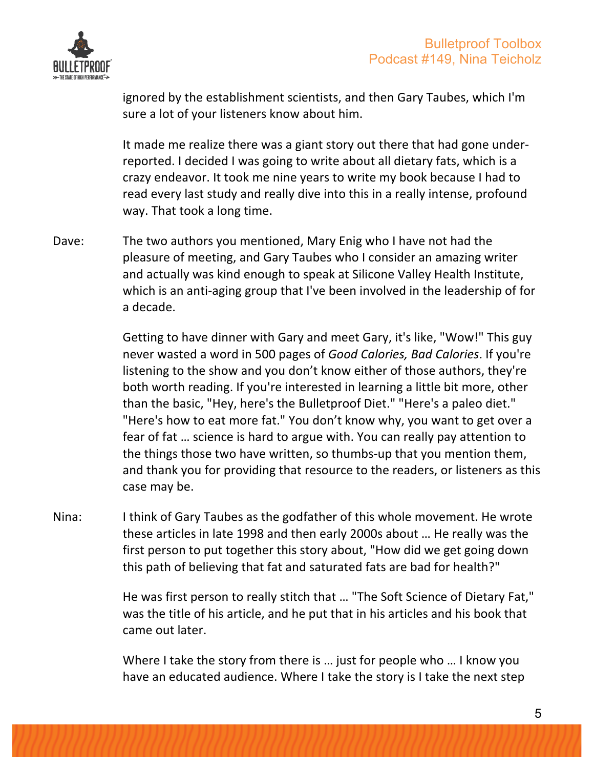ignored by the establishment scientists, and then Gary Taubes, which I'm sure a lot of your listeners know about him.

It made me realize there was a giant story out there that had gone under-reported. I decided I was going to write about all dietary fats, which is a crazy endeavor. It took me nine years to write my book because I had to read every last study and really dive into this in a really intense, profound way. That took a long time.

Dave: The two authors you mentioned, Mary Enig who I have not had the pleasure of meeting, and Gary Taubes who I consider an amazing writer and actually was kind enough to speak at Silicone Valley Health Institute, which is an anti-aging group that I've been involved in the leadership of for a decade.

Getting to have dinner with Gary and meet Gary, it's like, "Wow!" This guy never wasted a word in 500 pages of *Good Calories, Bad Calories*. If you're listening to the show and you don't know either of those authors, they're both worth reading. If you're interested in learning a little bit more, other than the basic, "Hey, here's the Bulletproof Diet." "Here's a paleo diet." "Here's how to eat more fat." You don't know why, you want to get over a fear of fat … science is hard to argue with. You can really pay attention to the things those two have written, so thumbs-up that you mention them, and thank you for providing that resource to the readers, or listeners as this case may be.

Nina: I think of Gary Taubes as the godfather of this whole movement. He wrote these articles in late 1998 and then early 2000s about … He really was the first person to put together this story about, "How did we get going down this path of believing that fat and saturated fats are bad for health?"

He was first person to really stitch that … "The Soft Science of Dietary Fat," was the title of his article, and he put that in his articles and his book that came out later.

Where I take the story from there is … just for people who … I know you have an educated audience. Where I take the story is I take the next step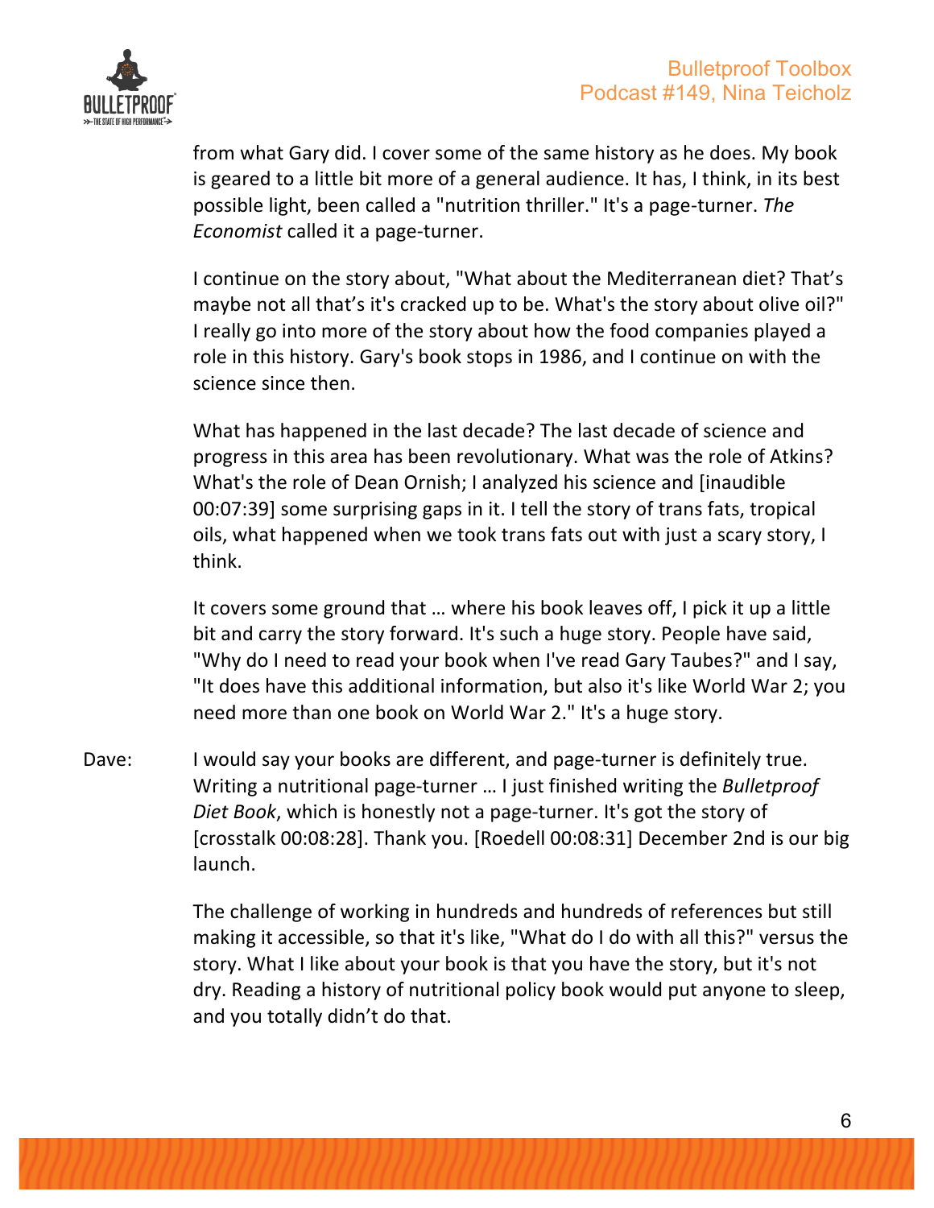from what Gary did. I cover some of the same history as he does. My book is geared to a little bit more of a general audience. It has, I think, in its best possible light, been called a "nutrition thriller." It's a page-turner. *The Economist* called it a page-turner.

I continue on the story about, "What about the Mediterranean diet? That's maybe not all that's it's cracked up to be. What's the story about olive oil?" I really go into more of the story about how the food companies played a role in this history. Gary's book stops in 1986, and I continue on with the science since then.

What has happened in the last decade? The last decade of science and progress in this area has been revolutionary. What was the role of Atkins? What's the role of Dean Ornish; I analyzed his science and [inaudible 00:07:39] some surprising gaps in it. I tell the story of trans fats, tropical oils, what happened when we took trans fats out with just a scary story, I think.

It covers some ground that … where his book leaves off, I pick it up a little bit and carry the story forward. It's such a huge story. People have said, "Why do I need to read your book when I've read Gary Taubes?" and I say, "It does have this additional information, but also it's like World War 2; you need more than one book on World War 2." It's a huge story.

Dave: I would say your books are different, and page-turner is definitely true. Writing a nutritional page-turner … I just finished writing the *Bulletproof Diet Book*, which is honestly not a page-turner. It's got the story of [crosstalk 00:08:28]. Thank you. [Roedell 00:08:31] December 2nd is our big launch.

The challenge of working in hundreds and hundreds of references but still making it accessible, so that it's like, "What do I do with all this?" versus the story. What I like about your book is that you have the story, but it's not dry. Reading a history of nutritional policy book would put anyone to sleep, and you totally didn't do that.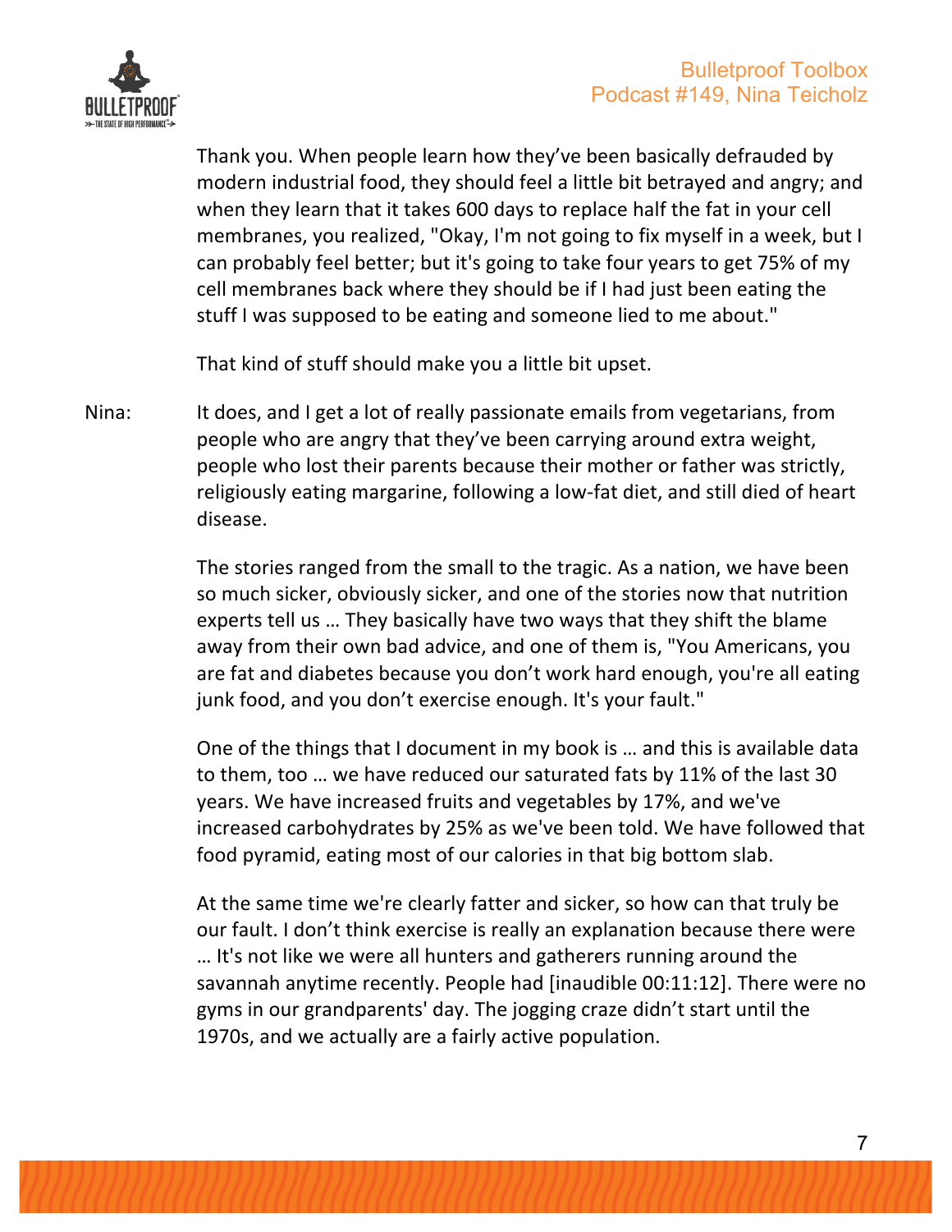Thank you. When people learn how they've been basically defrauded by modern industrial food, they should feel a little bit betrayed and angry; and when they learn that it takes 600 days to replace half the fat in your cell membranes, you realized, "Okay, I'm not going to fix myself in a week, but I can probably feel better; but it's going to take four years to get 75% of my cell membranes back where they should be if I had just been eating the stuff I was supposed to be eating and someone lied to me about."

That kind of stuff should make you a little bit upset.

Nina: It does, and I get a lot of really passionate emails from vegetarians, from people who are angry that they've been carrying around extra weight, people who lost their parents because their mother or father was strictly, religiously eating margarine, following a low-fat diet, and still died of heart disease.

The stories ranged from the small to the tragic. As a nation, we have been so much sicker, obviously sicker, and one of the stories now that nutrition experts tell us … They basically have two ways that they shift the blame away from their own bad advice, and one of them is, "You Americans, you are fat and diabetes because you don't work hard enough, you're all eating junk food, and you don't exercise enough. It's your fault."

One of the things that I document in my book is … and this is available data to them, too … we have reduced our saturated fats by 11% of the last 30 years. We have increased fruits and vegetables by 17%, and we've increased carbohydrates by 25% as we've been told. We have followed that food pyramid, eating most of our calories in that big bottom slab.

At the same time we're clearly fatter and sicker, so how can that truly be our fault. I don't think exercise is really an explanation because there were … It's not like we were all hunters and gatherers running around the savannah anytime recently. People had [inaudible 00:11:12]. There were no gyms in our grandparents' day. The jogging craze didn't start until the 1970s, and we actually are a fairly active population.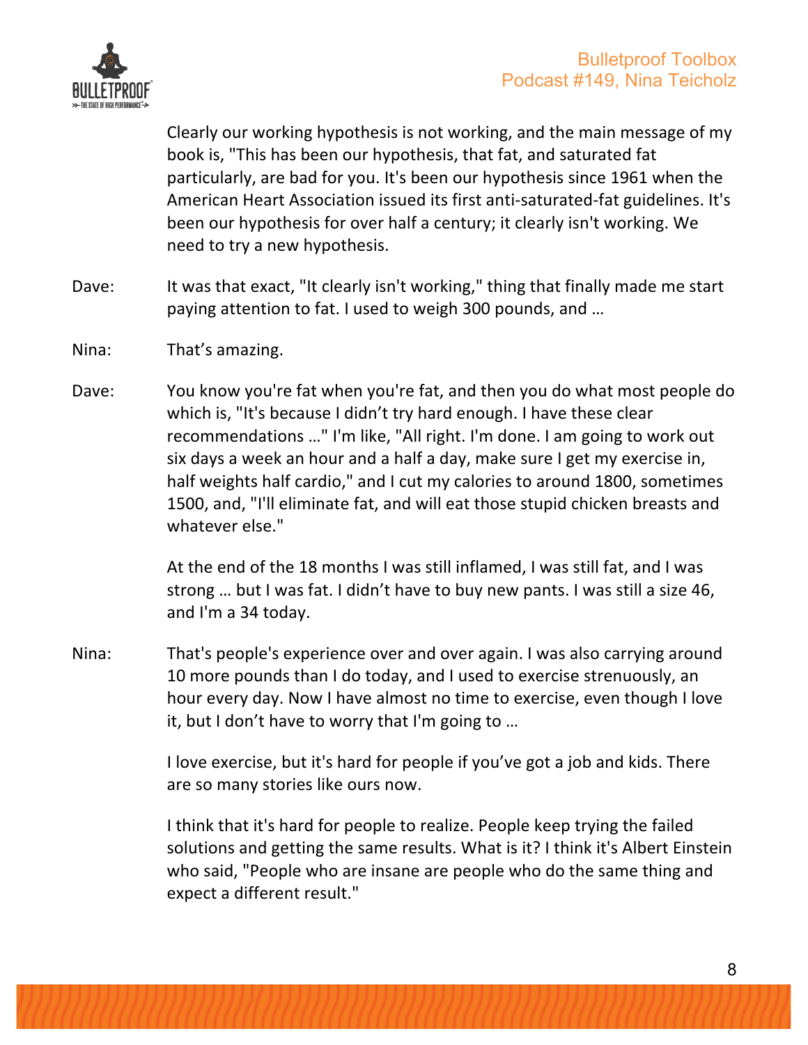Clearly our working hypothesis is not working, and the main message of my book is, "This has been our hypothesis, that fat, and saturated fat particularly, are bad for you. It's been our hypothesis since 1961 when the American Heart Association issued its first anti-saturated-fat guidelines. It's been our hypothesis for over half a century; it clearly isn't working. We need to try a new hypothesis.

Dave: It was that exact, "It clearly isn't working," thing that finally made me start paying attention to fat. I used to weigh 300 pounds, and …

Nina: That’s amazing.

Dave: You know you're fat when you're fat, and then you do what most people do which is, "It's because I didn’t try hard enough. I have these clear recommendations …" I'm like, "All right. I'm done. I am going to work out six days a week an hour and a half a day, make sure I get my exercise in, half weights half cardio," and I cut my calories to around 1800, sometimes 1500, and, "I'll eliminate fat, and will eat those stupid chicken breasts and whatever else."

At the end of the 18 months I was still inflamed, I was still fat, and I was strong … but I was fat. I didn’t have to buy new pants. I was still a size 46, and I'm a 34 today.

Nina: That's people's experience over and over again. I was also carrying around 10 more pounds than I do today, and I used to exercise strenuously, an hour every day. Now I have almost no time to exercise, even though I love it, but I don’t have to worry that I'm going to …

I love exercise, but it's hard for people if you’ve got a job and kids. There are so many stories like ours now.

I think that it's hard for people to realize. People keep trying the failed solutions and getting the same results. What is it? I think it's Albert Einstein who said, "People who are insane are people who do the same thing and expect a different result."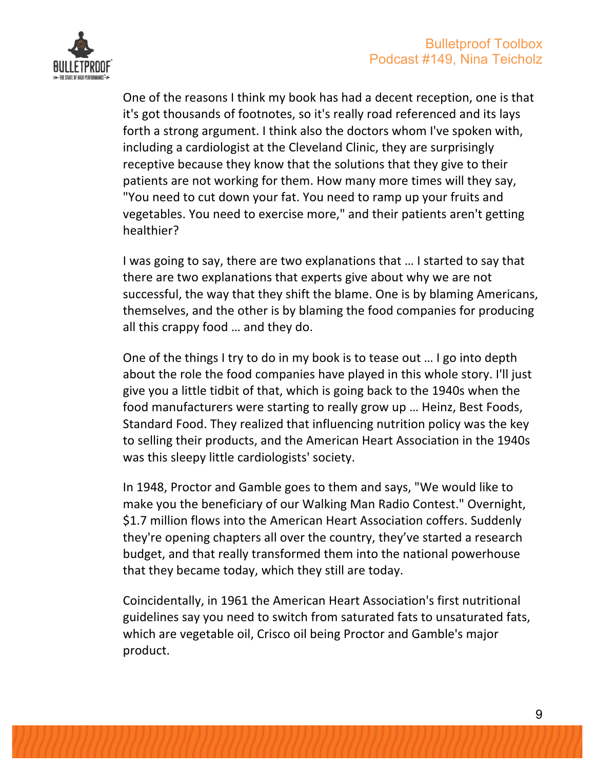One of the reasons I think my book has had a decent reception, one is that it's got thousands of footnotes, so it's really road referenced and its lays forth a strong argument. I think also the doctors whom I've spoken with, including a cardiologist at the Cleveland Clinic, they are surprisingly receptive because they know that the solutions that they give to their patients are not working for them. How many more times will they say, "You need to cut down your fat. You need to ramp up your fruits and vegetables. You need to exercise more," and their patients aren't getting healthier?

I was going to say, there are two explanations that … I started to say that there are two explanations that experts give about why we are not successful, the way that they shift the blame. One is by blaming Americans, themselves, and the other is by blaming the food companies for producing all this crappy food … and they do.

One of the things I try to do in my book is to tease out … I go into depth about the role the food companies have played in this whole story. I'll just give you a little tidbit of that, which is going back to the 1940s when the food manufacturers were starting to really grow up … Heinz, Best Foods, Standard Food. They realized that influencing nutrition policy was the key to selling their products, and the American Heart Association in the 1940s was this sleepy little cardiologists' society.

In 1948, Proctor and Gamble goes to them and says, "We would like to make you the beneficiary of our Walking Man Radio Contest." Overnight, $1.7 million flows into the American Heart Association coffers. Suddenly they're opening chapters all over the country, they've started a research budget, and that really transformed them into the national powerhouse that they became today, which they still are today.

Coincidentally, in 1961 the American Heart Association's first nutritional guidelines say you need to switch from saturated fats to unsaturated fats, which are vegetable oil, Crisco oil being Proctor and Gamble's major product.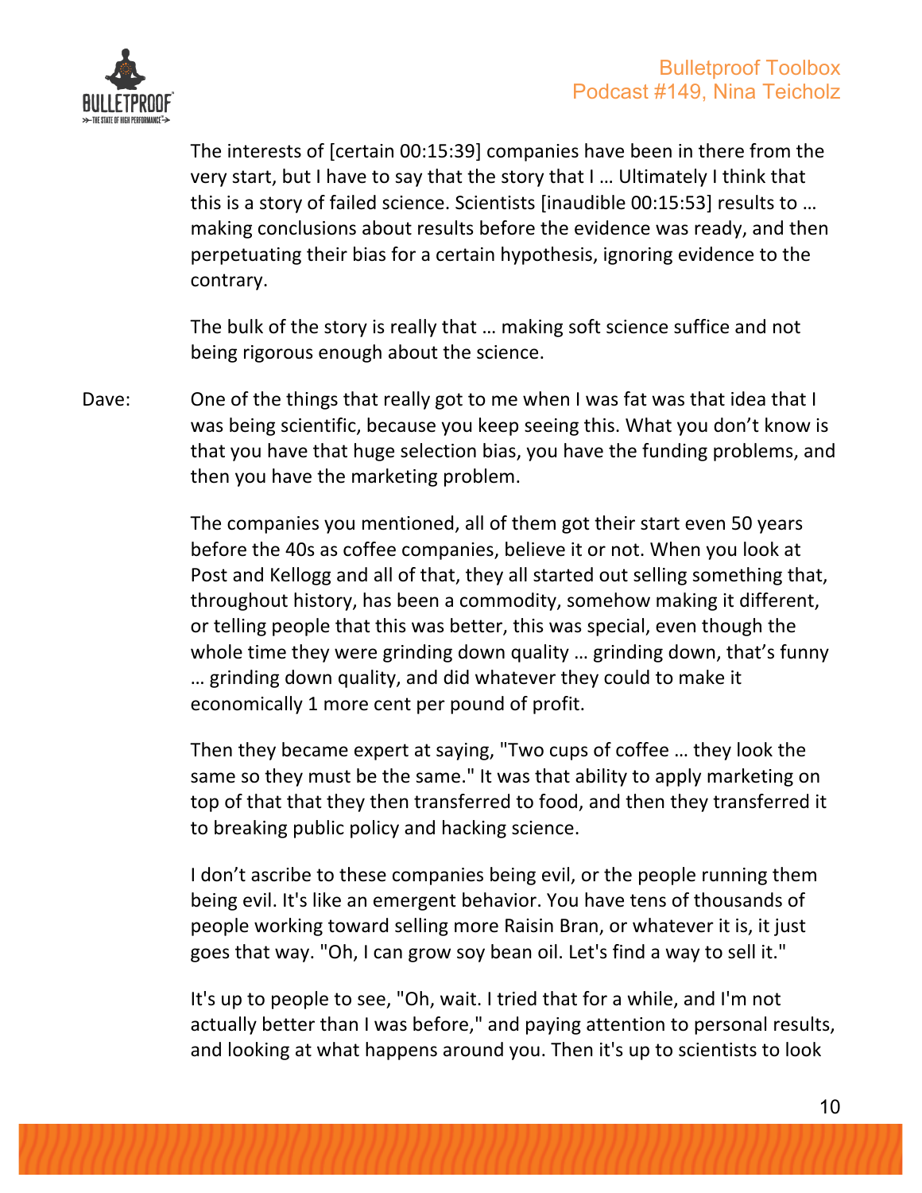The interests of [certain 00:15:39] companies have been in there from the very start, but I have to say that the story that I … Ultimately I think that this is a story of failed science. Scientists [inaudible 00:15:53] results to … making conclusions about results before the evidence was ready, and then perpetuating their bias for a certain hypothesis, ignoring evidence to the contrary.

The bulk of the story is really that … making soft science suffice and not being rigorous enough about the science.

Dave: One of the things that really got to me when I was fat was that idea that I was being scientific, because you keep seeing this. What you don't know is that you have that huge selection bias, you have the funding problems, and then you have the marketing problem.

The companies you mentioned, all of them got their start even 50 years before the 40s as coffee companies, believe it or not. When you look at Post and Kellogg and all of that, they all started out selling something that, throughout history, has been a commodity, somehow making it different, or telling people that this was better, this was special, even though the whole time they were grinding down quality … grinding down, that's funny … grinding down quality, and did whatever they could to make it economically 1 more cent per pound of profit.

Then they became expert at saying, "Two cups of coffee … they look the same so they must be the same." It was that ability to apply marketing on top of that that they then transferred to food, and then they transferred it to breaking public policy and hacking science.

I don't ascribe to these companies being evil, or the people running them being evil. It's like an emergent behavior. You have tens of thousands of people working toward selling more Raisin Bran, or whatever it is, it just goes that way. "Oh, I can grow soy bean oil. Let's find a way to sell it."

It's up to people to see, "Oh, wait. I tried that for a while, and I'm not actually better than I was before," and paying attention to personal results, and looking at what happens around you. Then it's up to scientists to look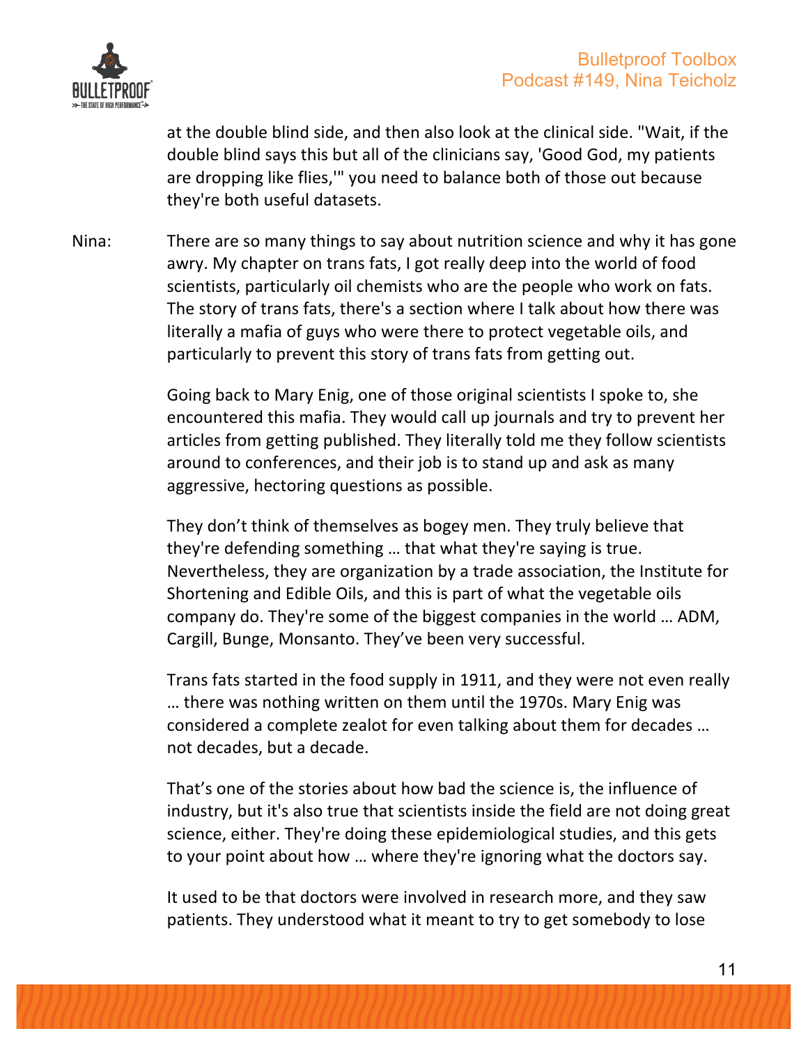at the double blind side, and then also look at the clinical side. "Wait, if the double blind says this but all of the clinicians say, 'Good God, my patients are dropping like flies,'" you need to balance both of those out because they're both useful datasets.

Nina: There are so many things to say about nutrition science and why it has gone awry. My chapter on trans fats, I got really deep into the world of food scientists, particularly oil chemists who are the people who work on fats. The story of trans fats, there's a section where I talk about how there was literally a mafia of guys who were there to protect vegetable oils, and particularly to prevent this story of trans fats from getting out.

Going back to Mary Enig, one of those original scientists I spoke to, she encountered this mafia. They would call up journals and try to prevent her articles from getting published. They literally told me they follow scientists around to conferences, and their job is to stand up and ask as many aggressive, hectoring questions as possible.

They don't think of themselves as bogey men. They truly believe that they're defending something … that what they're saying is true. Nevertheless, they are organization by a trade association, the Institute for Shortening and Edible Oils, and this is part of what the vegetable oils company do. They're some of the biggest companies in the world … ADM, Cargill, Bunge, Monsanto. They've been very successful.

Trans fats started in the food supply in 1911, and they were not even really … there was nothing written on them until the 1970s. Mary Enig was considered a complete zealot for even talking about them for decades … not decades, but a decade.

That's one of the stories about how bad the science is, the influence of industry, but it's also true that scientists inside the field are not doing great science, either. They're doing these epidemiological studies, and this gets to your point about how … where they're ignoring what the doctors say.

It used to be that doctors were involved in research more, and they saw patients. They understood what it meant to try to get somebody to lose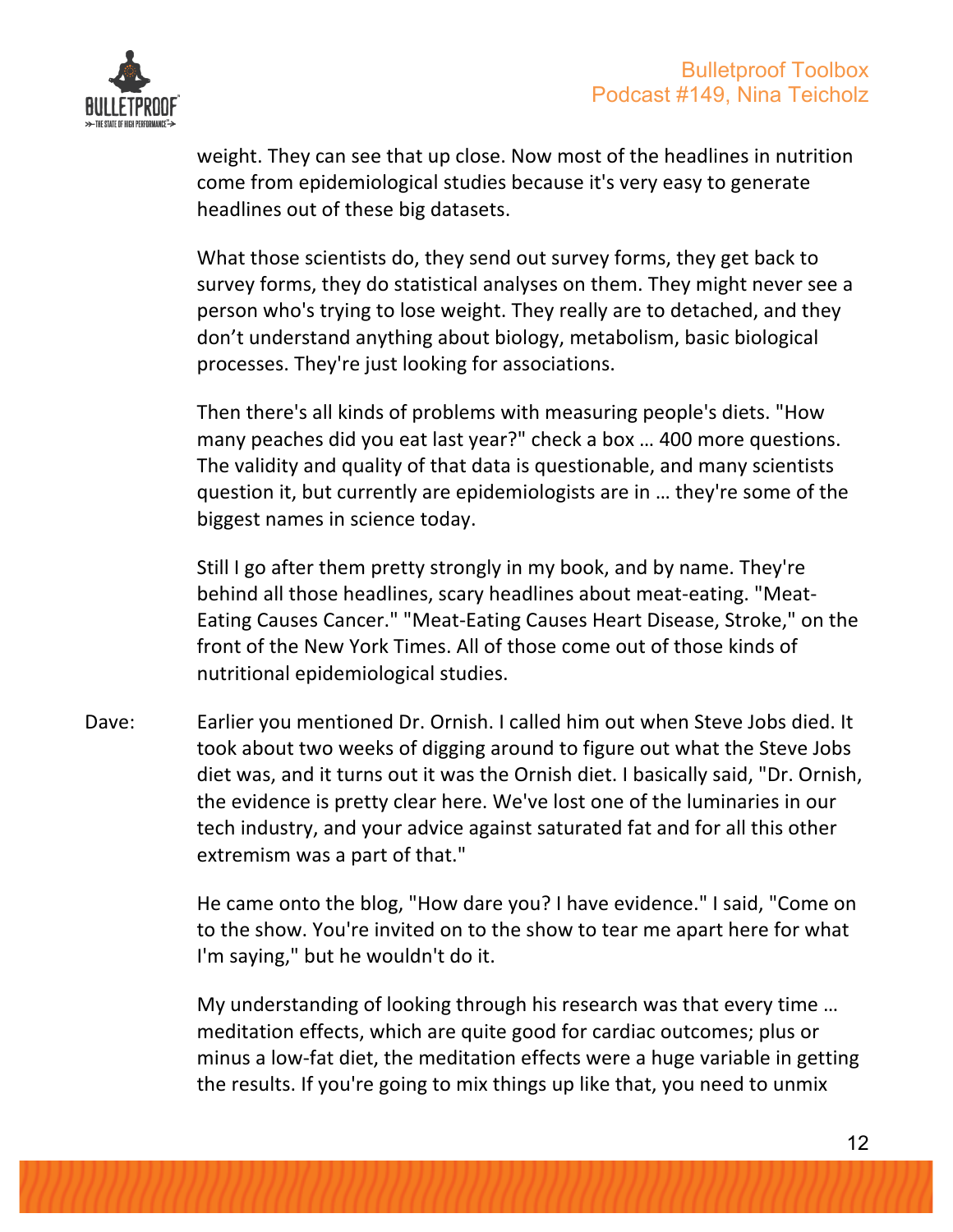weight. They can see that up close. Now most of the headlines in nutrition come from epidemiological studies because it's very easy to generate headlines out of these big datasets.

What those scientists do, they send out survey forms, they get back to survey forms, they do statistical analyses on them. They might never see a person who's trying to lose weight. They really are to detached, and they don't understand anything about biology, metabolism, basic biological processes. They're just looking for associations.

Then there's all kinds of problems with measuring people's diets. "How many peaches did you eat last year?" check a box … 400 more questions. The validity and quality of that data is questionable, and many scientists question it, but currently are epidemiologists are in … they're some of the biggest names in science today.

Still I go after them pretty strongly in my book, and by name. They're behind all those headlines, scary headlines about meat-eating. "Meat-Eating Causes Cancer." "Meat-Eating Causes Heart Disease, Stroke," on the front of the New York Times. All of those come out of those kinds of nutritional epidemiological studies.

Dave: Earlier you mentioned Dr. Ornish. I called him out when Steve Jobs died. It took about two weeks of digging around to figure out what the Steve Jobs diet was, and it turns out it was the Ornish diet. I basically said, "Dr. Ornish, the evidence is pretty clear here. We've lost one of the luminaries in our tech industry, and your advice against saturated fat and for all this other extremism was a part of that."

He came onto the blog, "How dare you? I have evidence." I said, "Come on to the show. You're invited on to the show to tear me apart here for what I'm saying," but he wouldn't do it.

My understanding of looking through his research was that every time … meditation effects, which are quite good for cardiac outcomes; plus or minus a low-fat diet, the meditation effects were a huge variable in getting the results. If you're going to mix things up like that, you need to unmix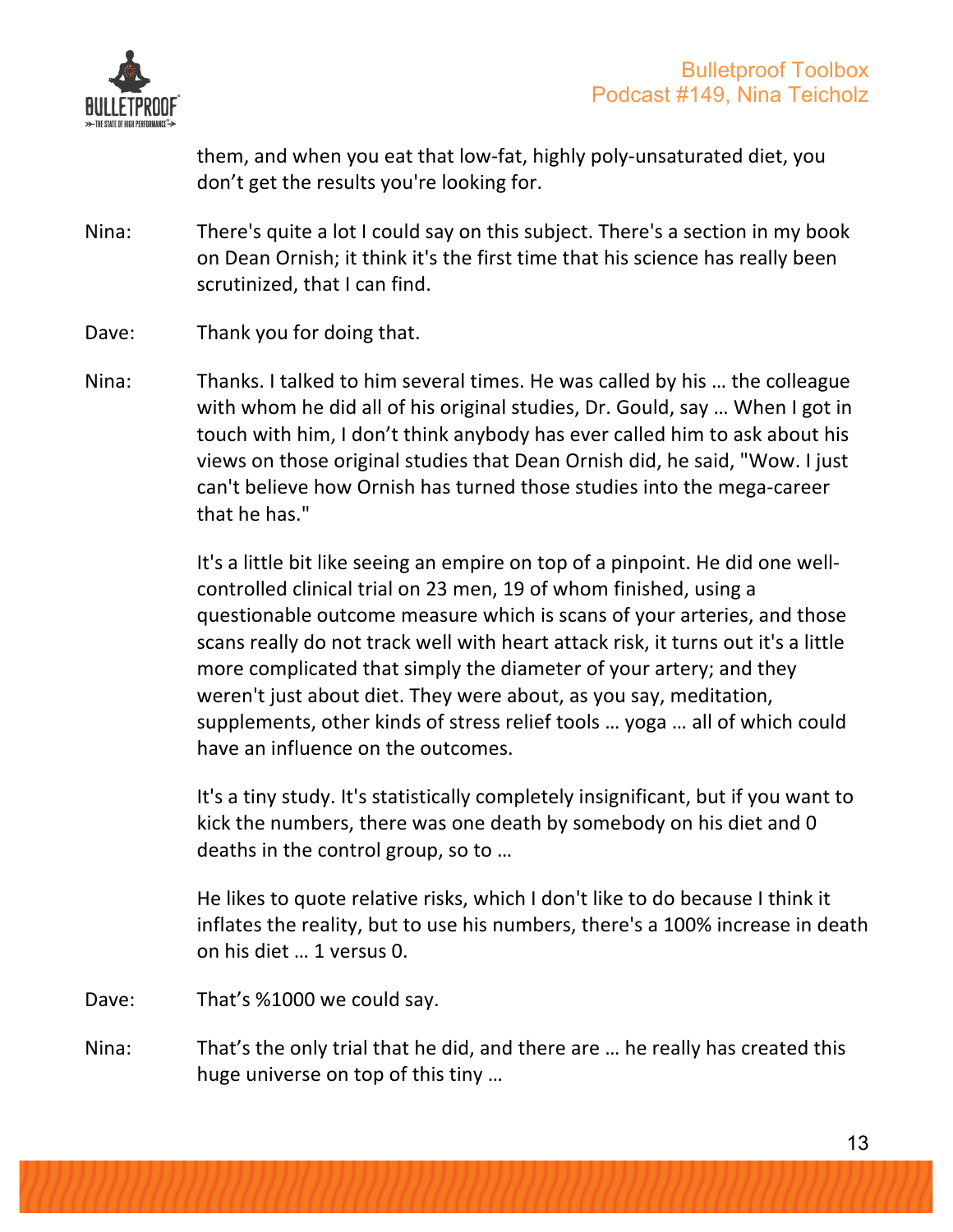them, and when you eat that low-fat, highly poly-unsaturated diet, you don't get the results you're looking for.

Nina: There's quite a lot I could say on this subject. There's a section in my book on Dean Ornish; it think it's the first time that his science has really been scrutinized, that I can find.

Dave: Thank you for doing that.

Nina: Thanks. I talked to him several times. He was called by his … the colleague with whom he did all of his original studies, Dr. Gould, say … When I got in touch with him, I don't think anybody has ever called him to ask about his views on those original studies that Dean Ornish did, he said, "Wow. I just can't believe how Ornish has turned those studies into the mega-career that he has."

It's a little bit like seeing an empire on top of a pinpoint. He did one well-controlled clinical trial on 23 men, 19 of whom finished, using a questionable outcome measure which is scans of your arteries, and those scans really do not track well with heart attack risk, it turns out it's a little more complicated that simply the diameter of your artery; and they weren't just about diet. They were about, as you say, meditation, supplements, other kinds of stress relief tools … yoga … all of which could have an influence on the outcomes.

It's a tiny study. It's statistically completely insignificant, but if you want to kick the numbers, there was one death by somebody on his diet and 0 deaths in the control group, so to …

He likes to quote relative risks, which I don't like to do because I think it inflates the reality, but to use his numbers, there's a 100% increase in death on his diet … 1 versus 0.

Dave: That's %1000 we could say.

Nina: That's the only trial that he did, and there are … he really has created this huge universe on top of this tiny …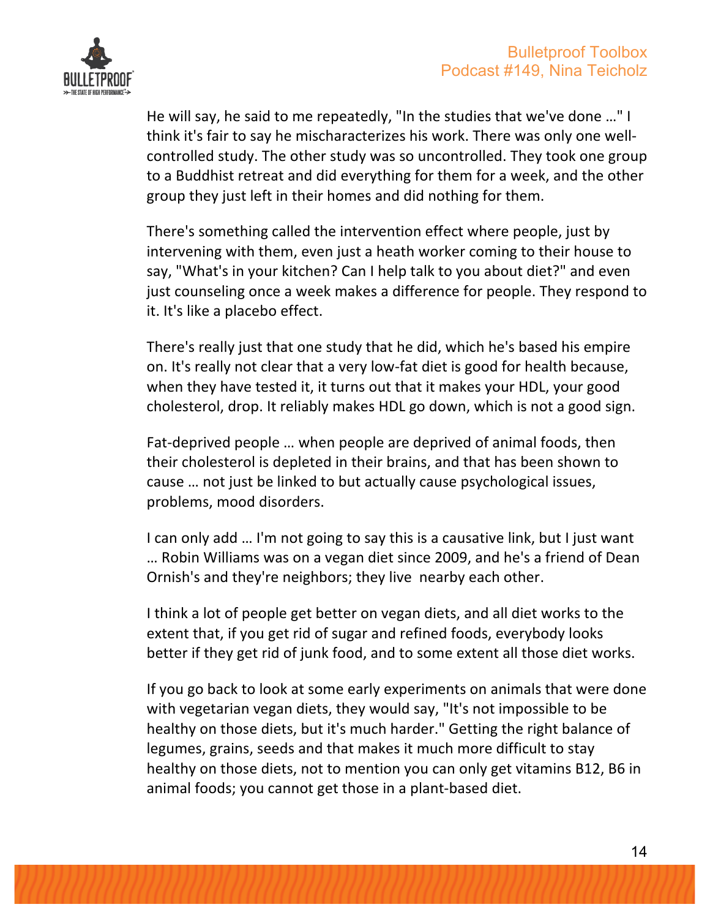He will say, he said to me repeatedly, "In the studies that we've done …" I think it's fair to say he mischaracterizes his work. There was only one well-controlled study. The other study was so uncontrolled. They took one group to a Buddhist retreat and did everything for them for a week, and the other group they just left in their homes and did nothing for them.

There's something called the intervention effect where people, just by intervening with them, even just a heath worker coming to their house to say, "What's in your kitchen? Can I help talk to you about diet?" and even just counseling once a week makes a difference for people. They respond to it. It's like a placebo effect.

There's really just that one study that he did, which he's based his empire on. It's really not clear that a very low-fat diet is good for health because, when they have tested it, it turns out that it makes your HDL, your good cholesterol, drop. It reliably makes HDL go down, which is not a good sign.

Fat-deprived people … when people are deprived of animal foods, then their cholesterol is depleted in their brains, and that has been shown to cause … not just be linked to but actually cause psychological issues, problems, mood disorders.

I can only add … I'm not going to say this is a causative link, but I just want … Robin Williams was on a vegan diet since 2009, and he's a friend of Dean Ornish's and they're neighbors; they live nearby each other.

I think a lot of people get better on vegan diets, and all diet works to the extent that, if you get rid of sugar and refined foods, everybody looks better if they get rid of junk food, and to some extent all those diet works.

If you go back to look at some early experiments on animals that were done with vegetarian vegan diets, they would say, "It's not impossible to be healthy on those diets, but it's much harder." Getting the right balance of legumes, grains, seeds and that makes it much more difficult to stay healthy on those diets, not to mention you can only get vitamins B12, B6 in animal foods; you cannot get those in a plant-based diet.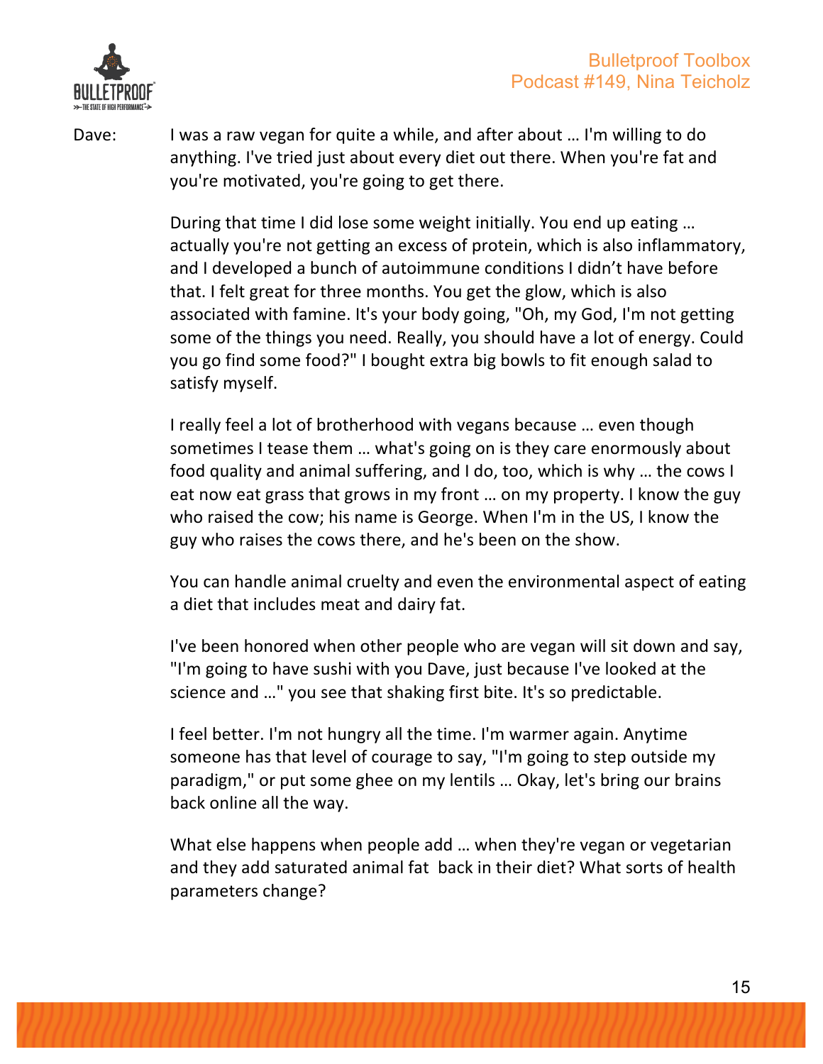Dave: I was a raw vegan for quite a while, and after about … I'm willing to do anything. I've tried just about every diet out there. When you're fat and you're motivated, you're going to get there.

During that time I did lose some weight initially. You end up eating … actually you're not getting an excess of protein, which is also inflammatory, and I developed a bunch of autoimmune conditions I didn't have before that. I felt great for three months. You get the glow, which is also associated with famine. It's your body going, "Oh, my God, I'm not getting some of the things you need. Really, you should have a lot of energy. Could you go find some food?" I bought extra big bowls to fit enough salad to satisfy myself.

I really feel a lot of brotherhood with vegans because … even though sometimes I tease them … what's going on is they care enormously about food quality and animal suffering, and I do, too, which is why … the cows I eat now eat grass that grows in my front … on my property. I know the guy who raised the cow; his name is George. When I'm in the US, I know the guy who raises the cows there, and he's been on the show.

You can handle animal cruelty and even the environmental aspect of eating a diet that includes meat and dairy fat.

I've been honored when other people who are vegan will sit down and say, "I'm going to have sushi with you Dave, just because I've looked at the science and …" you see that shaking first bite. It's so predictable.

I feel better. I'm not hungry all the time. I'm warmer again. Anytime someone has that level of courage to say, "I'm going to step outside my paradigm," or put some ghee on my lentils … Okay, let's bring our brains back online all the way.

What else happens when people add … when they're vegan or vegetarian and they add saturated animal fat back in their diet? What sorts of health parameters change?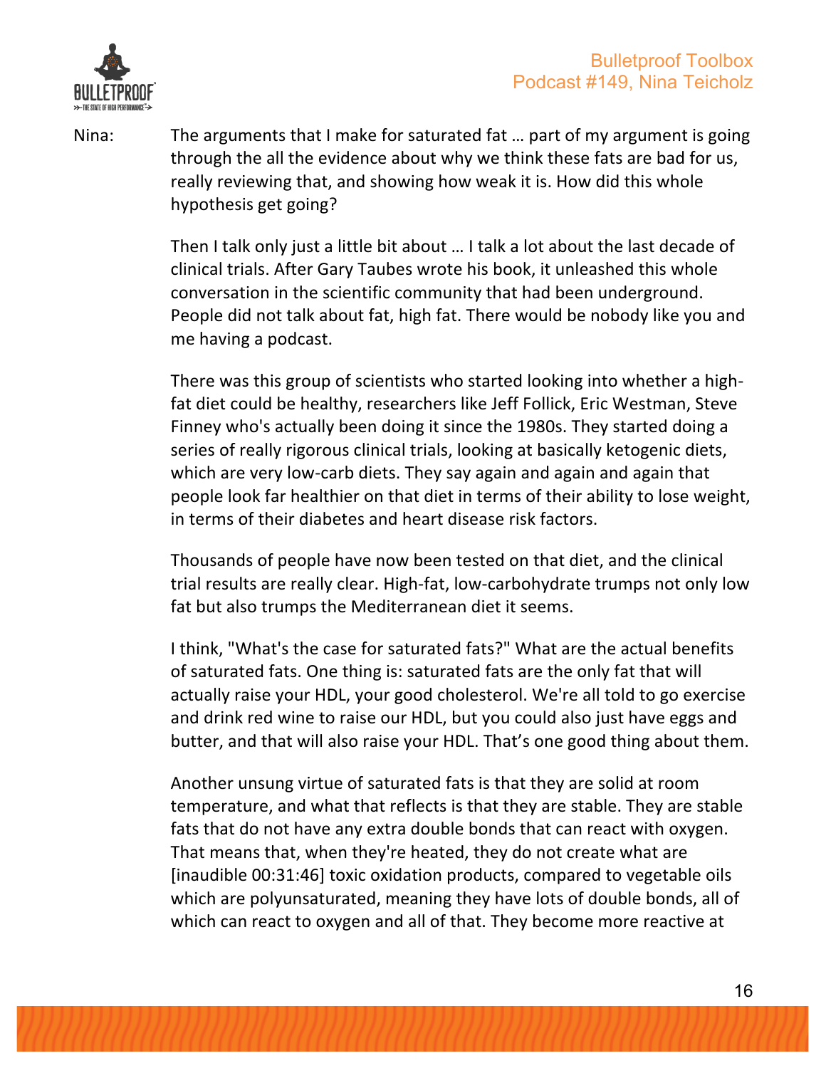Nina: The arguments that I make for saturated fat … part of my argument is going through the all the evidence about why we think these fats are bad for us, really reviewing that, and showing how weak it is. How did this whole hypothesis get going?

Then I talk only just a little bit about … I talk a lot about the last decade of clinical trials. After Gary Taubes wrote his book, it unleashed this whole conversation in the scientific community that had been underground. People did not talk about fat, high fat. There would be nobody like you and me having a podcast.

There was this group of scientists who started looking into whether a high-fat diet could be healthy, researchers like Jeff Follick, Eric Westman, Steve Finney who's actually been doing it since the 1980s. They started doing a series of really rigorous clinical trials, looking at basically ketogenic diets, which are very low-carb diets. They say again and again and again that people look far healthier on that diet in terms of their ability to lose weight, in terms of their diabetes and heart disease risk factors.

Thousands of people have now been tested on that diet, and the clinical trial results are really clear. High-fat, low-carbohydrate trumps not only low fat but also trumps the Mediterranean diet it seems.

I think, "What's the case for saturated fats?" What are the actual benefits of saturated fats. One thing is: saturated fats are the only fat that will actually raise your HDL, your good cholesterol. We're all told to go exercise and drink red wine to raise our HDL, but you could also just have eggs and butter, and that will also raise your HDL. That's one good thing about them.

Another unsung virtue of saturated fats is that they are solid at room temperature, and what that reflects is that they are stable. They are stable fats that do not have any extra double bonds that can react with oxygen. That means that, when they're heated, they do not create what are [inaudible 00:31:46] toxic oxidation products, compared to vegetable oils which are polyunsaturated, meaning they have lots of double bonds, all of which can react to oxygen and all of that. They become more reactive at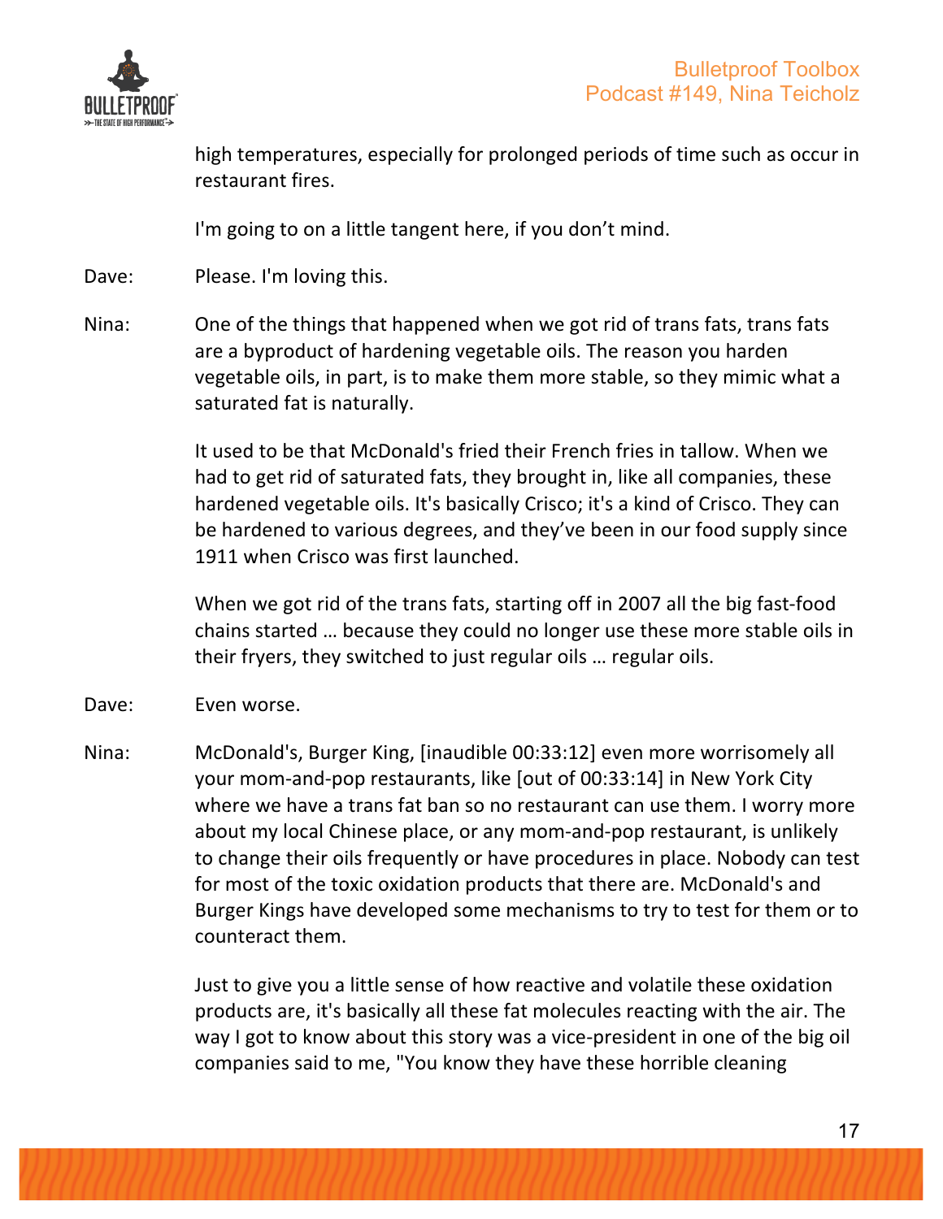high temperatures, especially for prolonged periods of time such as occur in restaurant fires.

I'm going to on a little tangent here, if you don't mind.

Dave: Please. I'm loving this.

Nina: One of the things that happened when we got rid of trans fats, trans fats are a byproduct of hardening vegetable oils. The reason you harden vegetable oils, in part, is to make them more stable, so they mimic what a saturated fat is naturally.

It used to be that McDonald's fried their French fries in tallow. When we had to get rid of saturated fats, they brought in, like all companies, these hardened vegetable oils. It's basically Crisco; it's a kind of Crisco. They can be hardened to various degrees, and they've been in our food supply since 1911 when Crisco was first launched.

When we got rid of the trans fats, starting off in 2007 all the big fast-food chains started … because they could no longer use these more stable oils in their fryers, they switched to just regular oils … regular oils.

Dave: Even worse.

Nina: McDonald's, Burger King, [inaudible 00:33:12] even more worrisomely all your mom-and-pop restaurants, like [out of 00:33:14] in New York City where we have a trans fat ban so no restaurant can use them. I worry more about my local Chinese place, or any mom-and-pop restaurant, is unlikely to change their oils frequently or have procedures in place. Nobody can test for most of the toxic oxidation products that there are. McDonald's and Burger Kings have developed some mechanisms to try to test for them or to counteract them.

Just to give you a little sense of how reactive and volatile these oxidation products are, it's basically all these fat molecules reacting with the air. The way I got to know about this story was a vice-president in one of the big oil companies said to me, "You know they have these horrible cleaning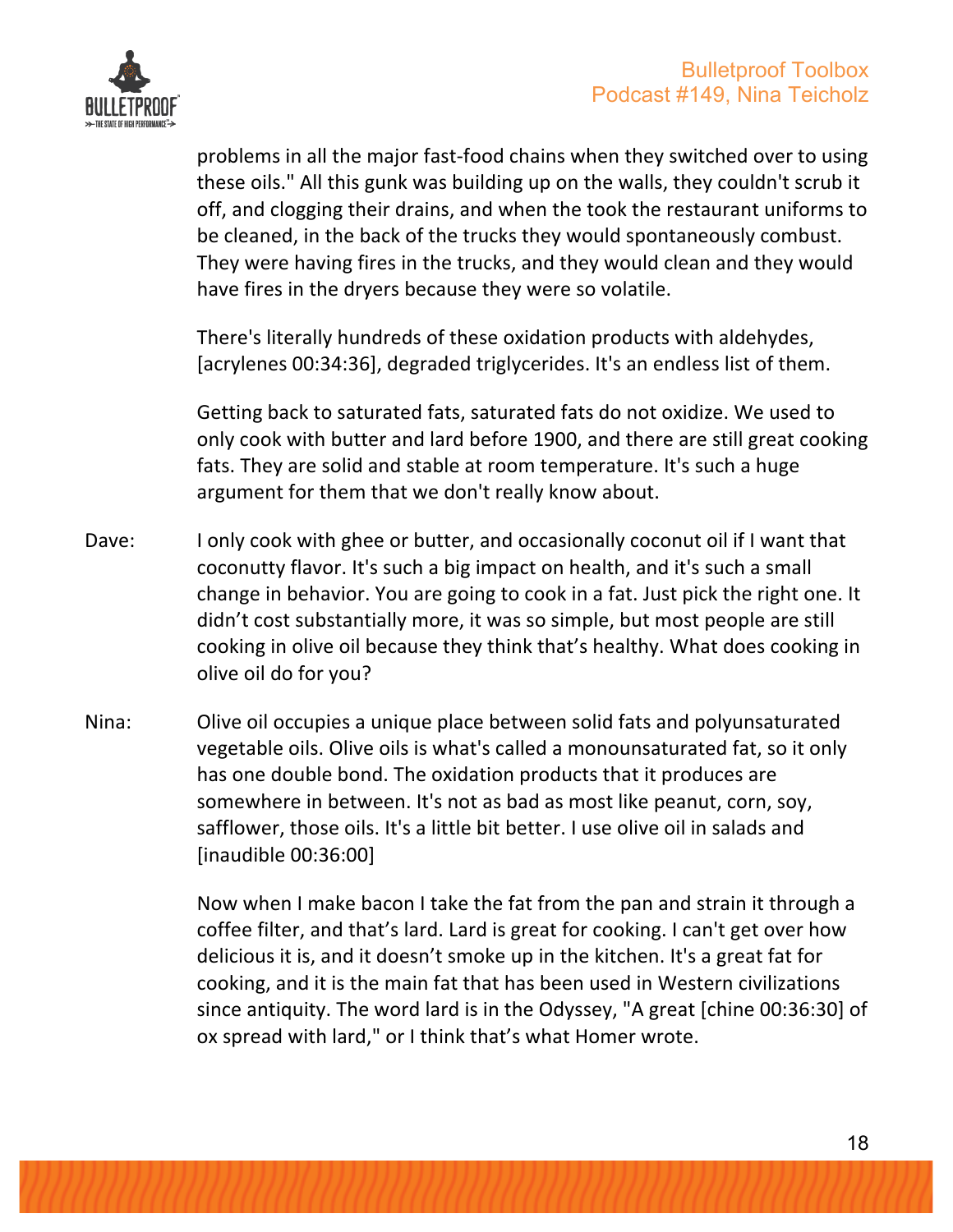problems in all the major fast-food chains when they switched over to using these oils." All this gunk was building up on the walls, they couldn't scrub it off, and clogging their drains, and when the took the restaurant uniforms to be cleaned, in the back of the trucks they would spontaneously combust. They were having fires in the trucks, and they would clean and they would have fires in the dryers because they were so volatile.

There's literally hundreds of these oxidation products with aldehydes, [acrylenes 00:34:36], degraded triglycerides. It's an endless list of them.

Getting back to saturated fats, saturated fats do not oxidize. We used to only cook with butter and lard before 1900, and there are still great cooking fats. They are solid and stable at room temperature. It's such a huge argument for them that we don't really know about.

Dave: I only cook with ghee or butter, and occasionally coconut oil if I want that coconutty flavor. It's such a big impact on health, and it's such a small change in behavior. You are going to cook in a fat. Just pick the right one. It didn't cost substantially more, it was so simple, but most people are still cooking in olive oil because they think that's healthy. What does cooking in olive oil do for you?

Nina: Olive oil occupies a unique place between solid fats and polyunsaturated vegetable oils. Olive oils is what's called a monounsaturated fat, so it only has one double bond. The oxidation products that it produces are somewhere in between. It's not as bad as most like peanut, corn, soy, safflower, those oils. It's a little bit better. I use olive oil in salads and [inaudible 00:36:00]

Now when I make bacon I take the fat from the pan and strain it through a coffee filter, and that's lard. Lard is great for cooking. I can't get over how delicious it is, and it doesn't smoke up in the kitchen. It's a great fat for cooking, and it is the main fat that has been used in Western civilizations since antiquity. The word lard is in the Odyssey, "A great [chine 00:36:30] of ox spread with lard," or I think that's what Homer wrote.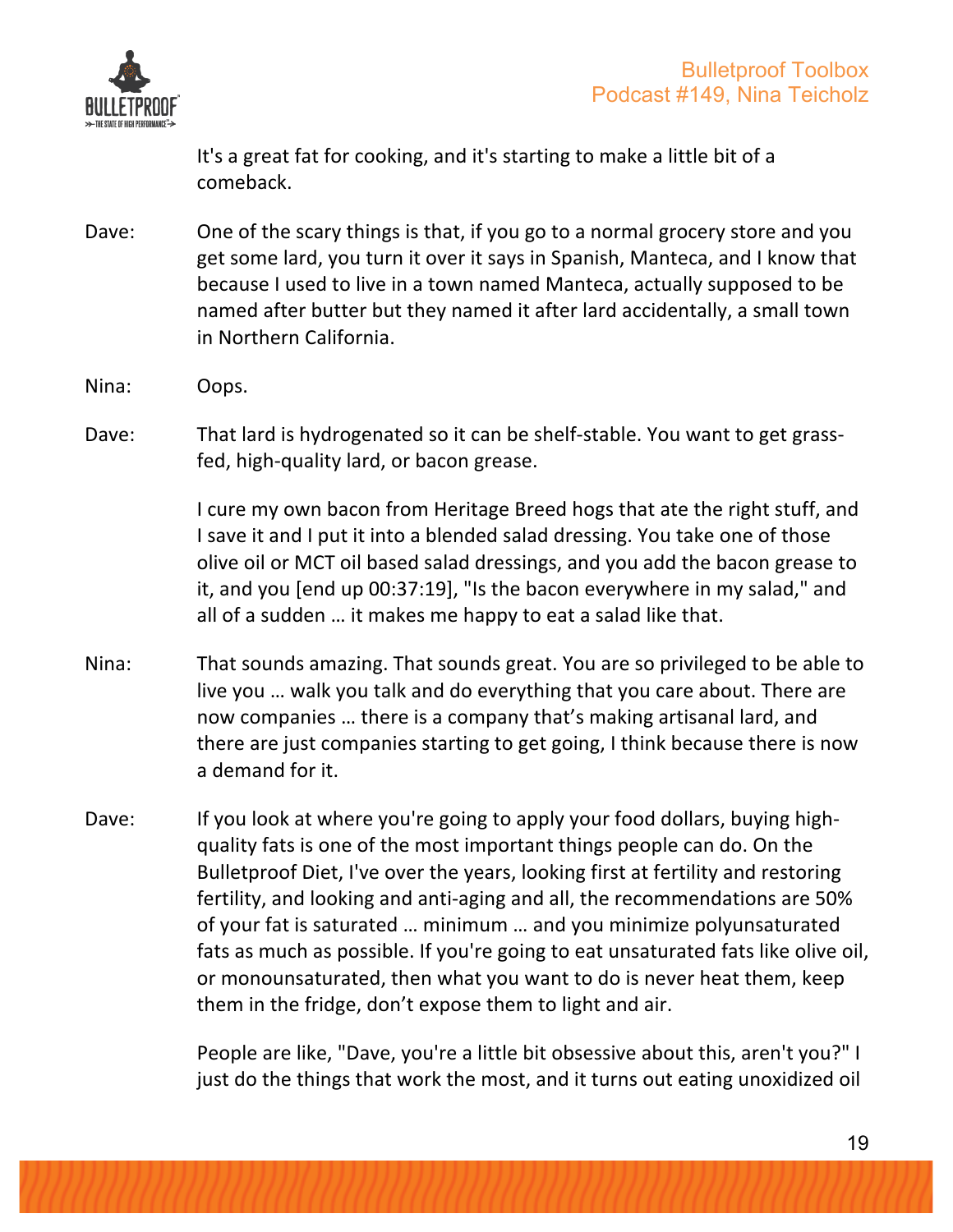It's a great fat for cooking, and it's starting to make a little bit of a comeback.

Dave: One of the scary things is that, if you go to a normal grocery store and you get some lard, you turn it over it says in Spanish, Manteca, and I know that because I used to live in a town named Manteca, actually supposed to be named after butter but they named it after lard accidentally, a small town in Northern California.

Nina: Oops.

Dave: That lard is hydrogenated so it can be shelf-stable. You want to get grass-fed, high-quality lard, or bacon grease.

I cure my own bacon from Heritage Breed hogs that ate the right stuff, and I save it and I put it into a blended salad dressing. You take one of those olive oil or MCT oil based salad dressings, and you add the bacon grease to it, and you [end up 00:37:19], "Is the bacon everywhere in my salad," and all of a sudden … it makes me happy to eat a salad like that.

Nina: That sounds amazing. That sounds great. You are so privileged to be able to live you … walk you talk and do everything that you care about. There are now companies … there is a company that's making artisanal lard, and there are just companies starting to get going, I think because there is now a demand for it.

Dave: If you look at where you're going to apply your food dollars, buying high-quality fats is one of the most important things people can do. On the Bulletproof Diet, I've over the years, looking first at fertility and restoring fertility, and looking and anti-aging and all, the recommendations are 50% of your fat is saturated … minimum … and you minimize polyunsaturated fats as much as possible. If you're going to eat unsaturated fats like olive oil, or monounsaturated, then what you want to do is never heat them, keep them in the fridge, don't expose them to light and air.

People are like, "Dave, you're a little bit obsessive about this, aren't you?" I just do the things that work the most, and it turns out eating unoxidized oil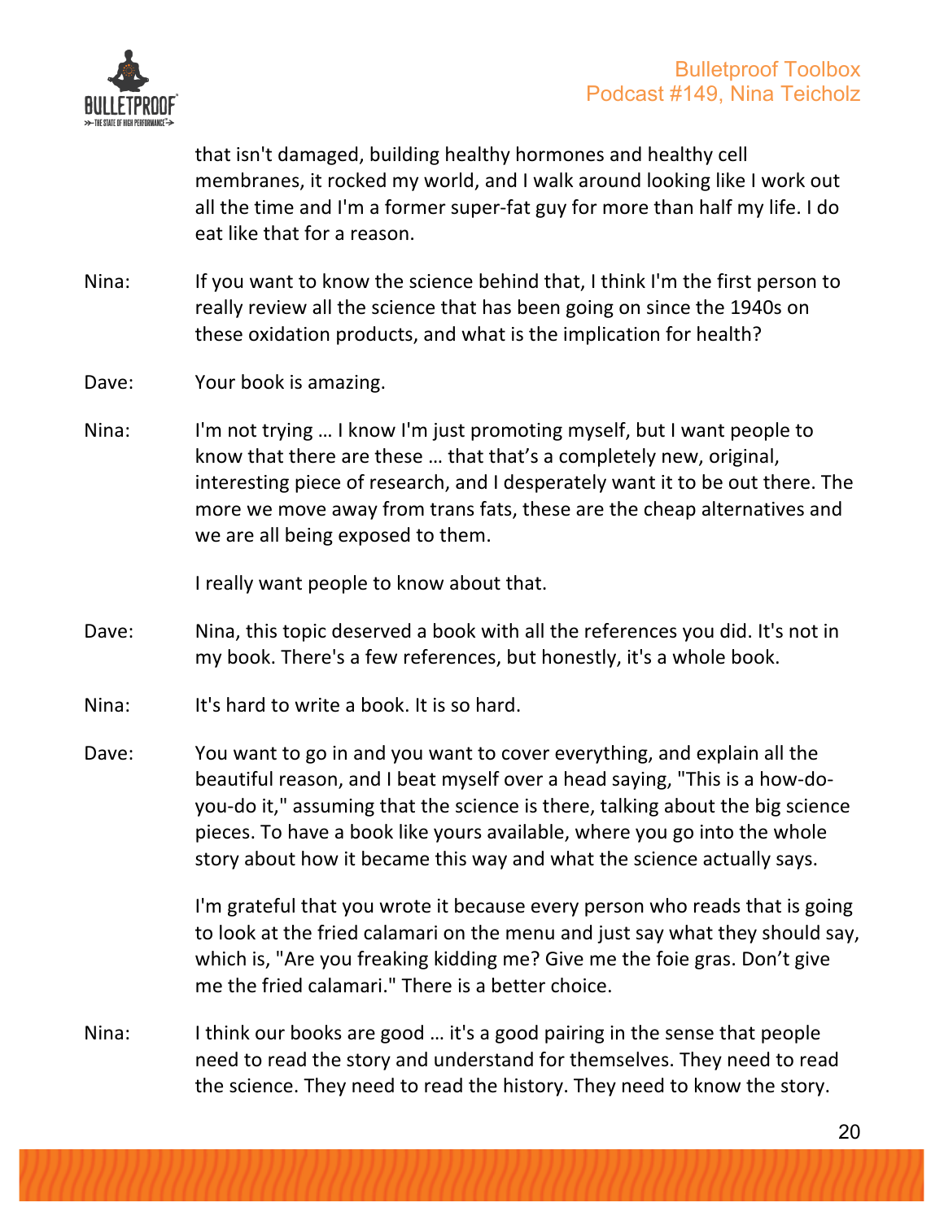that isn't damaged, building healthy hormones and healthy cell membranes, it rocked my world, and I walk around looking like I work out all the time and I'm a former super-fat guy for more than half my life. I do eat like that for a reason.

Nina: If you want to know the science behind that, I think I'm the first person to really review all the science that has been going on since the 1940s on these oxidation products, and what is the implication for health?

Dave: Your book is amazing.

Nina: I'm not trying … I know I'm just promoting myself, but I want people to know that there are these … that that's a completely new, original, interesting piece of research, and I desperately want it to be out there. The more we move away from trans fats, these are the cheap alternatives and we are all being exposed to them.

I really want people to know about that.

Dave: Nina, this topic deserved a book with all the references you did. It's not in my book. There's a few references, but honestly, it's a whole book.

Nina: It's hard to write a book. It is so hard.

Dave: You want to go in and you want to cover everything, and explain all the beautiful reason, and I beat myself over a head saying, "This is a how-do-you-do it," assuming that the science is there, talking about the big science pieces. To have a book like yours available, where you go into the whole story about how it became this way and what the science actually says.

I'm grateful that you wrote it because every person who reads that is going to look at the fried calamari on the menu and just say what they should say, which is, "Are you freaking kidding me? Give me the foie gras. Don't give me the fried calamari." There is a better choice.

Nina: I think our books are good … it's a good pairing in the sense that people need to read the story and understand for themselves. They need to read the science. They need to read the history. They need to know the story.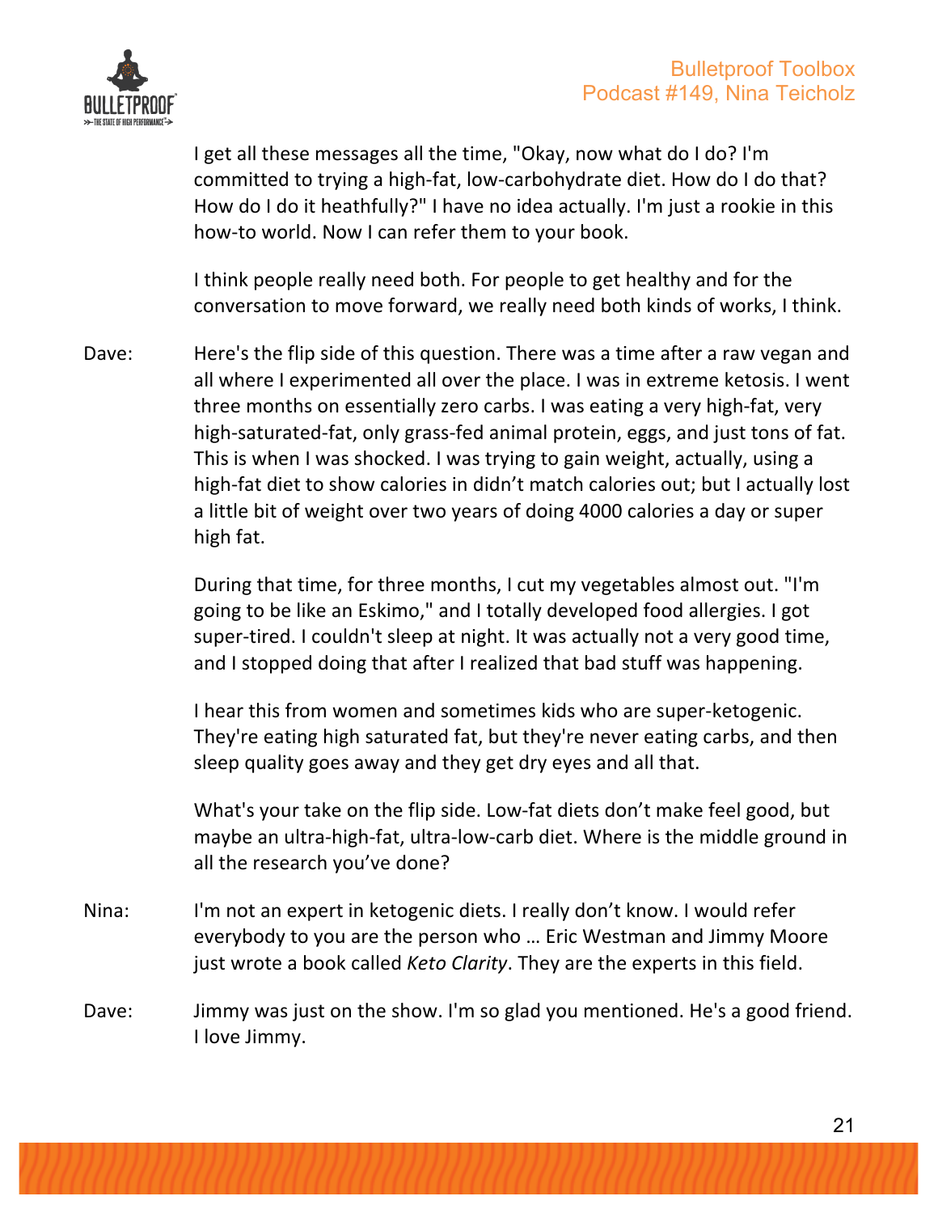I get all these messages all the time, "Okay, now what do I do? I'm committed to trying a high-fat, low-carbohydrate diet. How do I do that? How do I do it heathfully?" I have no idea actually. I'm just a rookie in this how-to world. Now I can refer them to your book.

I think people really need both. For people to get healthy and for the conversation to move forward, we really need both kinds of works, I think.

Dave: Here's the flip side of this question. There was a time after a raw vegan and all where I experimented all over the place. I was in extreme ketosis. I went three months on essentially zero carbs. I was eating a very high-fat, very high-saturated-fat, only grass-fed animal protein, eggs, and just tons of fat. This is when I was shocked. I was trying to gain weight, actually, using a high-fat diet to show calories in didn't match calories out; but I actually lost a little bit of weight over two years of doing 4000 calories a day or super high fat.

During that time, for three months, I cut my vegetables almost out. "I'm going to be like an Eskimo," and I totally developed food allergies. I got super-tired. I couldn't sleep at night. It was actually not a very good time, and I stopped doing that after I realized that bad stuff was happening.

I hear this from women and sometimes kids who are super-ketogenic. They're eating high saturated fat, but they're never eating carbs, and then sleep quality goes away and they get dry eyes and all that.

What's your take on the flip side. Low-fat diets don't make feel good, but maybe an ultra-high-fat, ultra-low-carb diet. Where is the middle ground in all the research you've done?

Nina: I'm not an expert in ketogenic diets. I really don't know. I would refer everybody to you are the person who … Eric Westman and Jimmy Moore just wrote a book called *Keto Clarity*. They are the experts in this field.

Dave: Jimmy was just on the show. I'm so glad you mentioned. He's a good friend. I love Jimmy.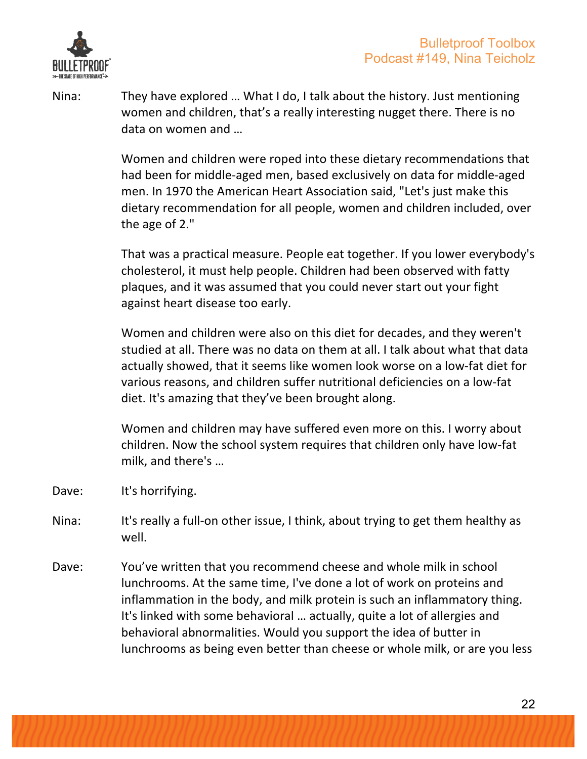Nina: They have explored … What I do, I talk about the history. Just mentioning women and children, that's a really interesting nugget there. There is no data on women and …

Women and children were roped into these dietary recommendations that had been for middle-aged men, based exclusively on data for middle-aged men. In 1970 the American Heart Association said, "Let's just make this dietary recommendation for all people, women and children included, over the age of 2."

That was a practical measure. People eat together. If you lower everybody's cholesterol, it must help people. Children had been observed with fatty plaques, and it was assumed that you could never start out your fight against heart disease too early.

Women and children were also on this diet for decades, and they weren't studied at all. There was no data on them at all. I talk about what that data actually showed, that it seems like women look worse on a low-fat diet for various reasons, and children suffer nutritional deficiencies on a low-fat diet. It's amazing that they've been brought along.

Women and children may have suffered even more on this. I worry about children. Now the school system requires that children only have low-fat milk, and there's …

Dave: It's horrifying.

Nina: It's really a full-on other issue, I think, about trying to get them healthy as well.

Dave: You've written that you recommend cheese and whole milk in school lunchrooms. At the same time, I've done a lot of work on proteins and inflammation in the body, and milk protein is such an inflammatory thing. It's linked with some behavioral … actually, quite a lot of allergies and behavioral abnormalities. Would you support the idea of butter in lunchrooms as being even better than cheese or whole milk, or are you less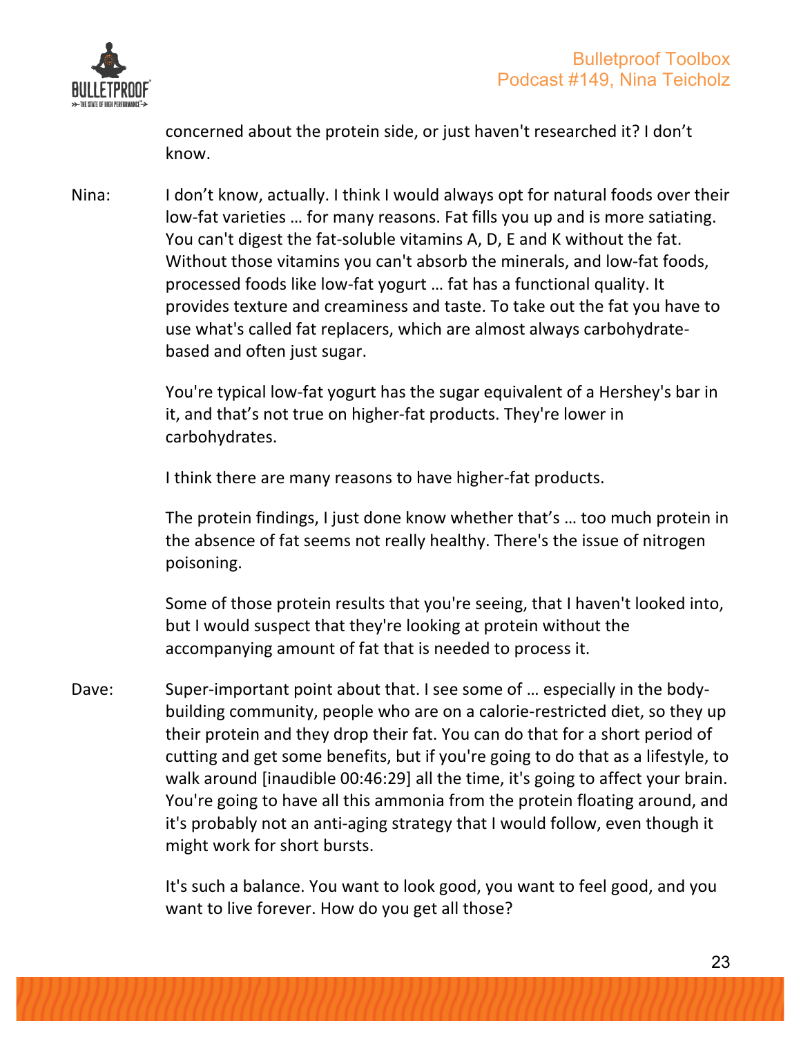concerned about the protein side, or just haven't researched it? I don't know.

Nina: I don't know, actually. I think I would always opt for natural foods over their low-fat varieties … for many reasons. Fat fills you up and is more satiating. You can't digest the fat-soluble vitamins A, D, E and K without the fat. Without those vitamins you can't absorb the minerals, and low-fat foods, processed foods like low-fat yogurt … fat has a functional quality. It provides texture and creaminess and taste. To take out the fat you have to use what's called fat replacers, which are almost always carbohydrate-based and often just sugar.

You're typical low-fat yogurt has the sugar equivalent of a Hershey's bar in it, and that's not true on higher-fat products. They're lower in carbohydrates.

I think there are many reasons to have higher-fat products.

The protein findings, I just done know whether that's … too much protein in the absence of fat seems not really healthy. There's the issue of nitrogen poisoning.

Some of those protein results that you're seeing, that I haven't looked into, but I would suspect that they're looking at protein without the accompanying amount of fat that is needed to process it.

Dave: Super-important point about that. I see some of … especially in the body-building community, people who are on a calorie-restricted diet, so they up their protein and they drop their fat. You can do that for a short period of cutting and get some benefits, but if you're going to do that as a lifestyle, to walk around [inaudible 00:46:29] all the time, it's going to affect your brain. You're going to have all this ammonia from the protein floating around, and it's probably not an anti-aging strategy that I would follow, even though it might work for short bursts.

It's such a balance. You want to look good, you want to feel good, and you want to live forever. How do you get all those?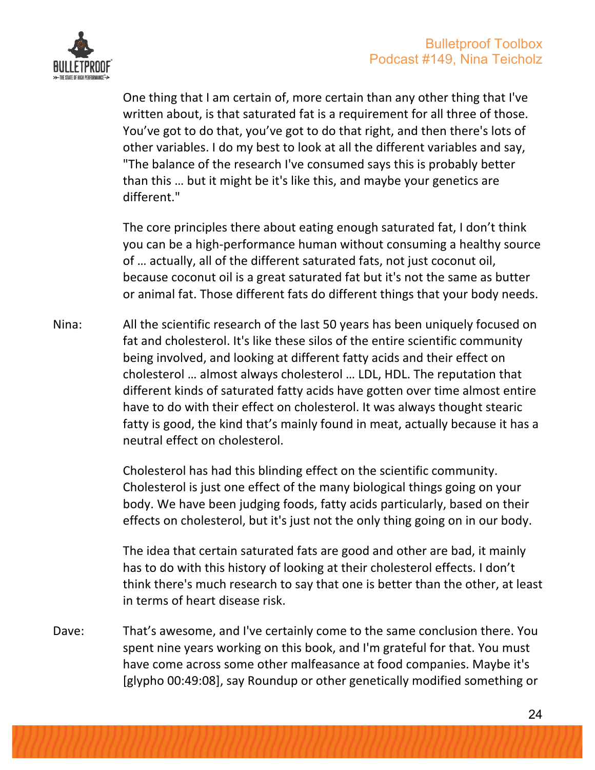One thing that I am certain of, more certain than any other thing that I've written about, is that saturated fat is a requirement for all three of those. You've got to do that, you've got to do that right, and then there's lots of other variables. I do my best to look at all the different variables and say, "The balance of the research I've consumed says this is probably better than this … but it might be it's like this, and maybe your genetics are different."

The core principles there about eating enough saturated fat, I don't think you can be a high-performance human without consuming a healthy source of … actually, all of the different saturated fats, not just coconut oil, because coconut oil is a great saturated fat but it's not the same as butter or animal fat. Those different fats do different things that your body needs.

Nina: All the scientific research of the last 50 years has been uniquely focused on fat and cholesterol. It's like these silos of the entire scientific community being involved, and looking at different fatty acids and their effect on cholesterol … almost always cholesterol … LDL, HDL. The reputation that different kinds of saturated fatty acids have gotten over time almost entire have to do with their effect on cholesterol. It was always thought stearic fatty is good, the kind that's mainly found in meat, actually because it has a neutral effect on cholesterol.

Cholesterol has had this blinding effect on the scientific community. Cholesterol is just one effect of the many biological things going on your body. We have been judging foods, fatty acids particularly, based on their effects on cholesterol, but it's just not the only thing going on in our body.

The idea that certain saturated fats are good and other are bad, it mainly has to do with this history of looking at their cholesterol effects. I don't think there's much research to say that one is better than the other, at least in terms of heart disease risk.

Dave: That's awesome, and I've certainly come to the same conclusion there. You spent nine years working on this book, and I'm grateful for that. You must have come across some other malfeasance at food companies. Maybe it's [glypho 00:49:08], say Roundup or other genetically modified something or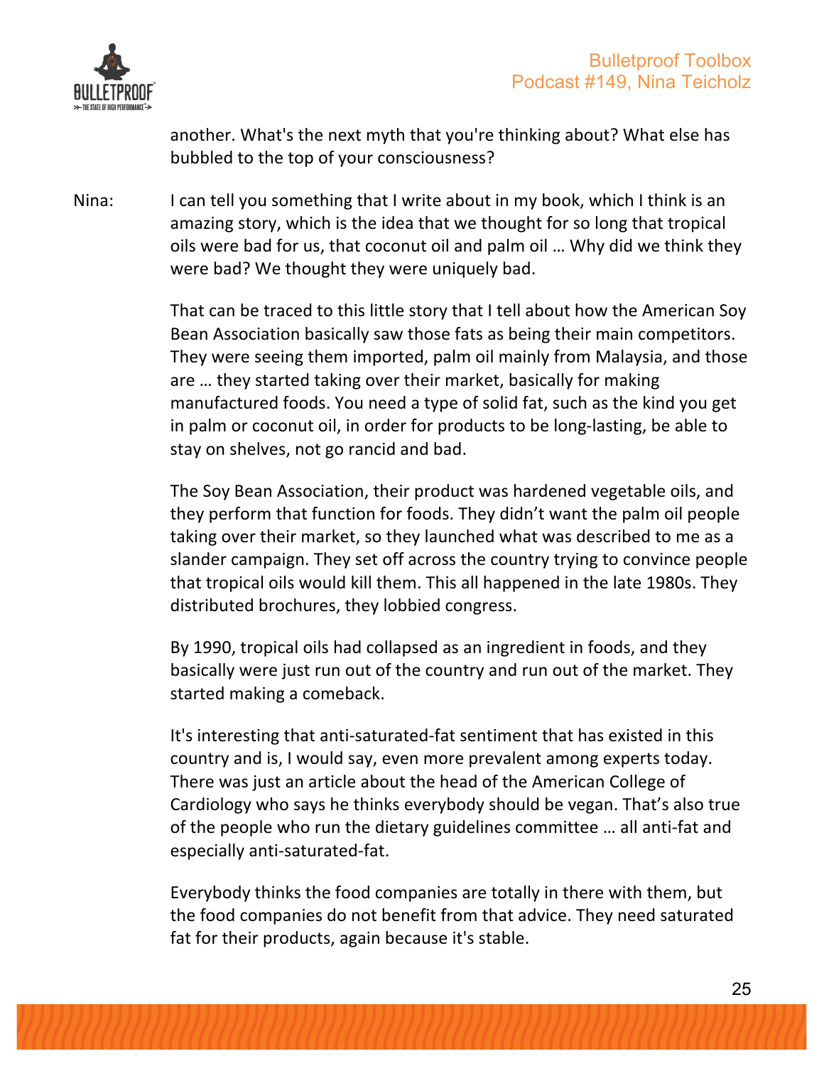another. What's the next myth that you're thinking about? What else has bubbled to the top of your consciousness?

Nina: I can tell you something that I write about in my book, which I think is an amazing story, which is the idea that we thought for so long that tropical oils were bad for us, that coconut oil and palm oil … Why did we think they were bad? We thought they were uniquely bad.

That can be traced to this little story that I tell about how the American Soy Bean Association basically saw those fats as being their main competitors. They were seeing them imported, palm oil mainly from Malaysia, and those are … they started taking over their market, basically for making manufactured foods. You need a type of solid fat, such as the kind you get in palm or coconut oil, in order for products to be long-lasting, be able to stay on shelves, not go rancid and bad.

The Soy Bean Association, their product was hardened vegetable oils, and they perform that function for foods. They didn't want the palm oil people taking over their market, so they launched what was described to me as a slander campaign. They set off across the country trying to convince people that tropical oils would kill them. This all happened in the late 1980s. They distributed brochures, they lobbied congress.

By 1990, tropical oils had collapsed as an ingredient in foods, and they basically were just run out of the country and run out of the market. They started making a comeback.

It's interesting that anti-saturated-fat sentiment that has existed in this country and is, I would say, even more prevalent among experts today. There was just an article about the head of the American College of Cardiology who says he thinks everybody should be vegan. That's also true of the people who run the dietary guidelines committee … all anti-fat and especially anti-saturated-fat.

Everybody thinks the food companies are totally in there with them, but the food companies do not benefit from that advice. They need saturated fat for their products, again because it's stable.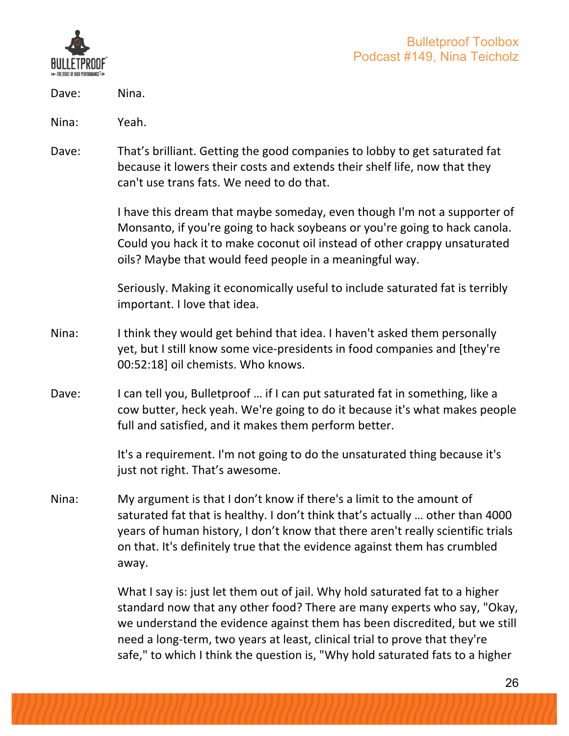Dave: Nina.

Nina: Yeah.

Dave: That's brilliant. Getting the good companies to lobby to get saturated fat because it lowers their costs and extends their shelf life, now that they can't use trans fats. We need to do that.

I have this dream that maybe someday, even though I'm not a supporter of Monsanto, if you're going to hack soybeans or you're going to hack canola. Could you hack it to make coconut oil instead of other crappy unsaturated oils? Maybe that would feed people in a meaningful way.

Seriously. Making it economically useful to include saturated fat is terribly important. I love that idea.

Nina: I think they would get behind that idea. I haven't asked them personally yet, but I still know some vice-presidents in food companies and [they're 00:52:18] oil chemists. Who knows.

Dave: I can tell you, Bulletproof … if I can put saturated fat in something, like a cow butter, heck yeah. We're going to do it because it's what makes people full and satisfied, and it makes them perform better.

It's a requirement. I'm not going to do the unsaturated thing because it's just not right. That's awesome.

Nina: My argument is that I don't know if there's a limit to the amount of saturated fat that is healthy. I don't think that's actually … other than 4000 years of human history, I don't know that there aren't really scientific trials on that. It's definitely true that the evidence against them has crumbled away.

What I say is: just let them out of jail. Why hold saturated fat to a higher standard now that any other food? There are many experts who say, "Okay, we understand the evidence against them has been discredited, but we still need a long-term, two years at least, clinical trial to prove that they're safe," to which I think the question is, "Why hold saturated fats to a higher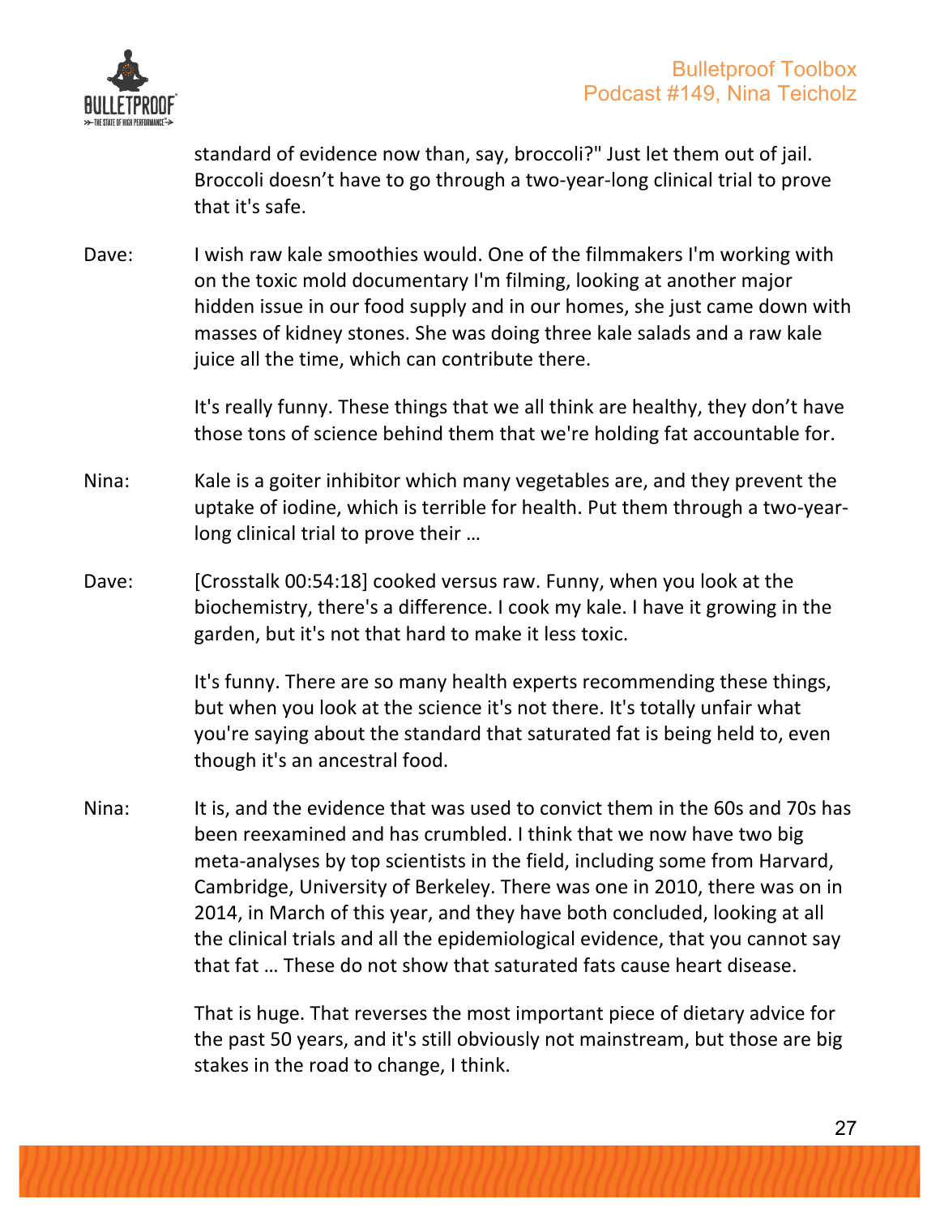standard of evidence now than, say, broccoli?" Just let them out of jail. Broccoli doesn't have to go through a two-year-long clinical trial to prove that it's safe.

Dave: I wish raw kale smoothies would. One of the filmmakers I'm working with on the toxic mold documentary I'm filming, looking at another major hidden issue in our food supply and in our homes, she just came down with masses of kidney stones. She was doing three kale salads and a raw kale juice all the time, which can contribute there.

It's really funny. These things that we all think are healthy, they don't have those tons of science behind them that we're holding fat accountable for.

Nina: Kale is a goiter inhibitor which many vegetables are, and they prevent the uptake of iodine, which is terrible for health. Put them through a two-year-long clinical trial to prove their …

Dave: [Crosstalk 00:54:18] cooked versus raw. Funny, when you look at the biochemistry, there's a difference. I cook my kale. I have it growing in the garden, but it's not that hard to make it less toxic.

It's funny. There are so many health experts recommending these things, but when you look at the science it's not there. It's totally unfair what you're saying about the standard that saturated fat is being held to, even though it's an ancestral food.

Nina: It is, and the evidence that was used to convict them in the 60s and 70s has been reexamined and has crumbled. I think that we now have two big meta-analyses by top scientists in the field, including some from Harvard, Cambridge, University of Berkeley. There was one in 2010, there was on in 2014, in March of this year, and they have both concluded, looking at all the clinical trials and all the epidemiological evidence, that you cannot say that fat … These do not show that saturated fats cause heart disease.

That is huge. That reverses the most important piece of dietary advice for the past 50 years, and it's still obviously not mainstream, but those are big stakes in the road to change, I think.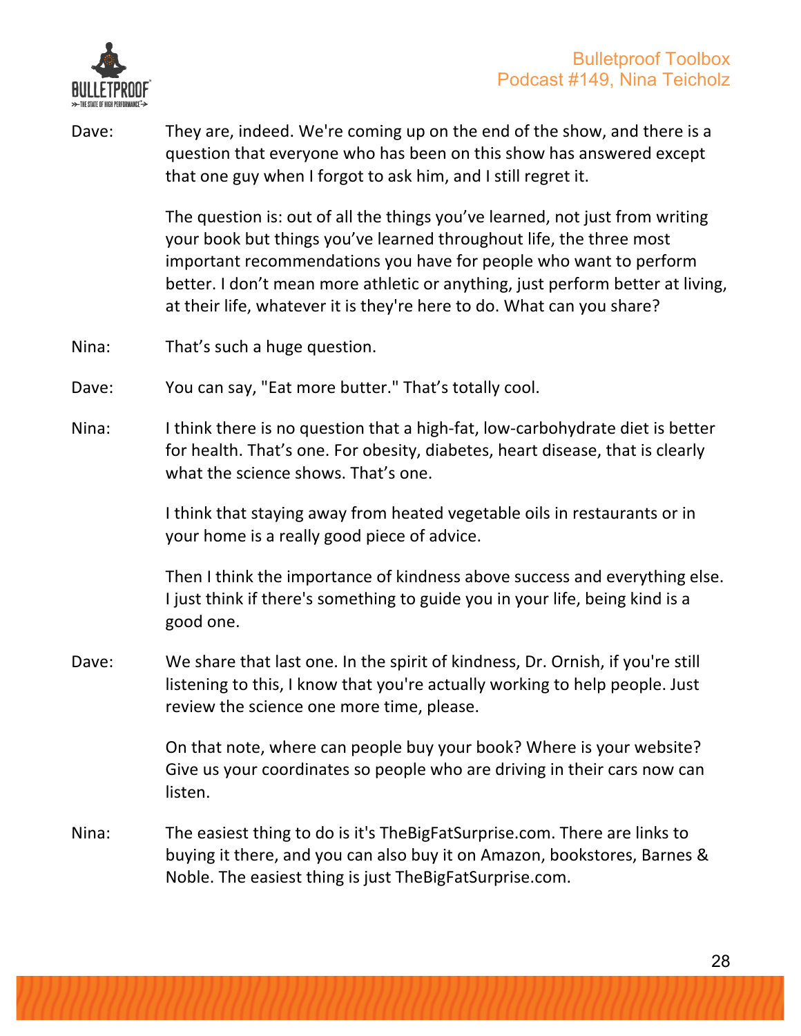Dave: They are, indeed. We're coming up on the end of the show, and there is a question that everyone who has been on this show has answered except that one guy when I forgot to ask him, and I still regret it.

The question is: out of all the things you've learned, not just from writing your book but things you've learned throughout life, the three most important recommendations you have for people who want to perform better. I don't mean more athletic or anything, just perform better at living, at their life, whatever it is they're here to do. What can you share?

Nina: That's such a huge question.

Dave: You can say, "Eat more butter." That's totally cool.

Nina: I think there is no question that a high-fat, low-carbohydrate diet is better for health. That's one. For obesity, diabetes, heart disease, that is clearly what the science shows. That's one.

I think that staying away from heated vegetable oils in restaurants or in your home is a really good piece of advice.

Then I think the importance of kindness above success and everything else. I just think if there's something to guide you in your life, being kind is a good one.

Dave: We share that last one. In the spirit of kindness, Dr. Ornish, if you're still listening to this, I know that you're actually working to help people. Just review the science one more time, please.

On that note, where can people buy your book? Where is your website? Give us your coordinates so people who are driving in their cars now can listen.

Nina: The easiest thing to do is it's TheBigFatSurprise.com. There are links to buying it there, and you can also buy it on Amazon, bookstores, Barnes & Noble. The easiest thing is just TheBigFatSurprise.com.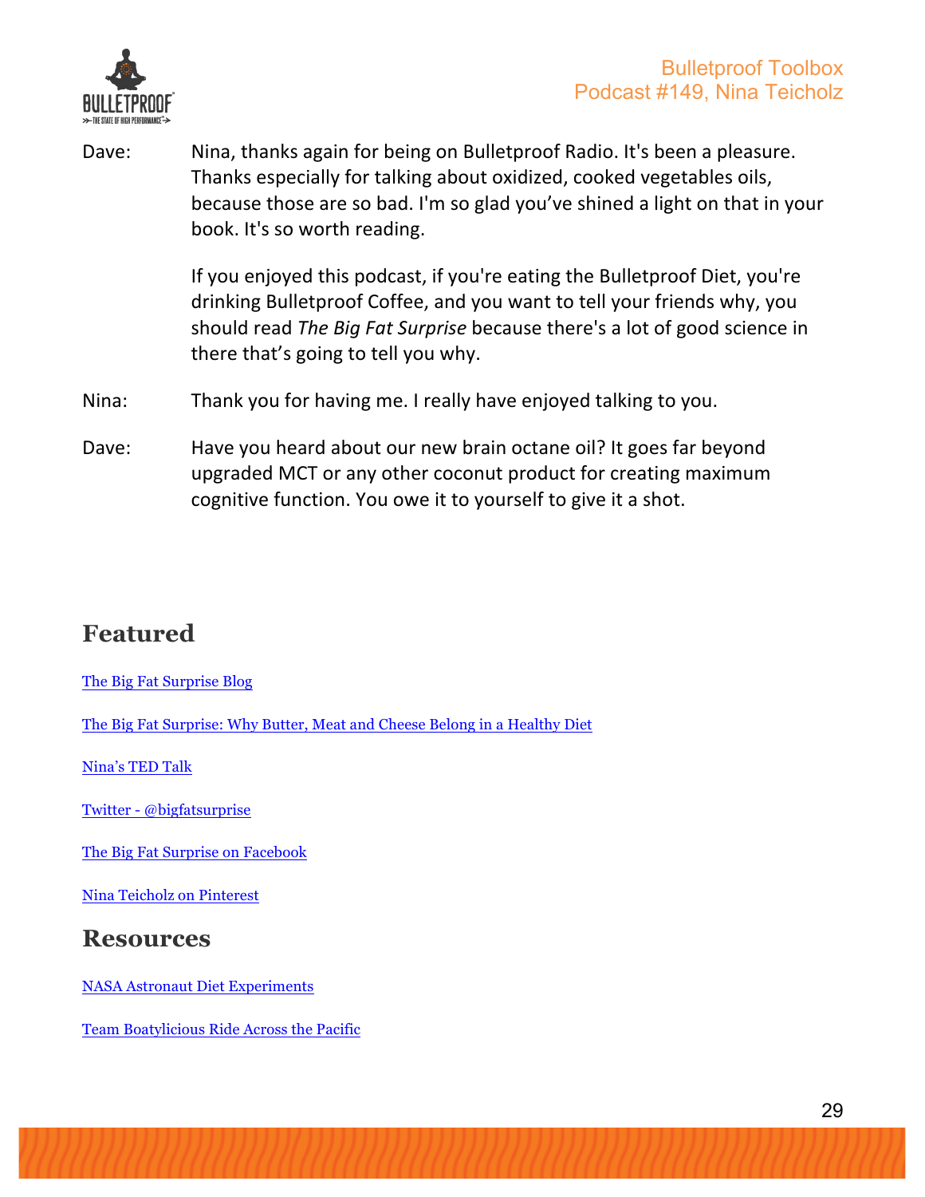Dave: Nina, thanks again for being on Bulletproof Radio. It's been a pleasure. Thanks especially for talking about oxidized, cooked vegetables oils, because those are so bad. I'm so glad you've shined a light on that in your book. It's so worth reading.

If you enjoyed this podcast, if you're eating the Bulletproof Diet, you're drinking Bulletproof Coffee, and you want to tell your friends why, you should read *The Big Fat Surprise* because there's a lot of good science in there that's going to tell you why.

Nina: Thank you for having me. I really have enjoyed talking to you.

Dave: Have you heard about our new brain octane oil? It goes far beyond upgraded MCT or any other coconut product for creating maximum cognitive function. You owe it to yourself to give it a shot.

## Featured

The Big Fat Surprise Blog

The Big Fat Surprise: Why Butter, Meat and Cheese Belong in a Healthy Diet

Nina's TED Talk

Twitter - @bigfatsurprise

The Big Fat Surprise on Facebook

Nina Teicholz on Pinterest

## Resources

NASA Astronaut Diet Experiments

Team Boatylicious Ride Across the Pacific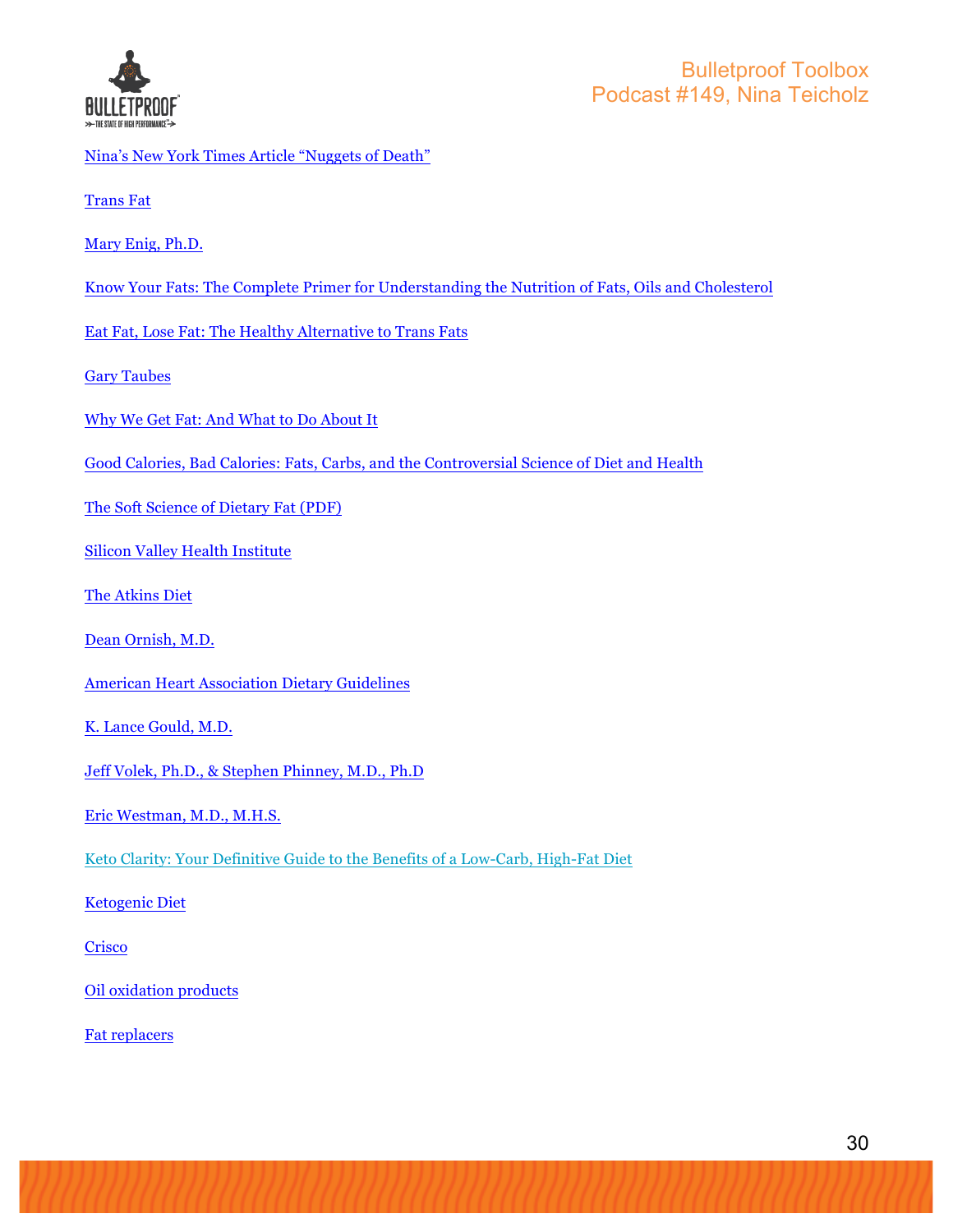Nina's New York Times Article "Nuggets of Death"

Trans Fat

Mary Enig, Ph.D.

Know Your Fats: The Complete Primer for Understanding the Nutrition of Fats, Oils and Cholesterol

Eat Fat, Lose Fat: The Healthy Alternative to Trans Fats

Gary Taubes

Why We Get Fat: And What to Do About It

Good Calories, Bad Calories: Fats, Carbs, and the Controversial Science of Diet and Health

The Soft Science of Dietary Fat (PDF)

Silicon Valley Health Institute

The Atkins Diet

Dean Ornish, M.D.

American Heart Association Dietary Guidelines

K. Lance Gould, M.D.

Jeff Volek, Ph.D., & Stephen Phinney, M.D., Ph.D

Eric Westman, M.D., M.H.S.

Keto Clarity: Your Definitive Guide to the Benefits of a Low-Carb, High-Fat Diet

Ketogenic Diet

Crisco

Oil oxidation products

Fat replacers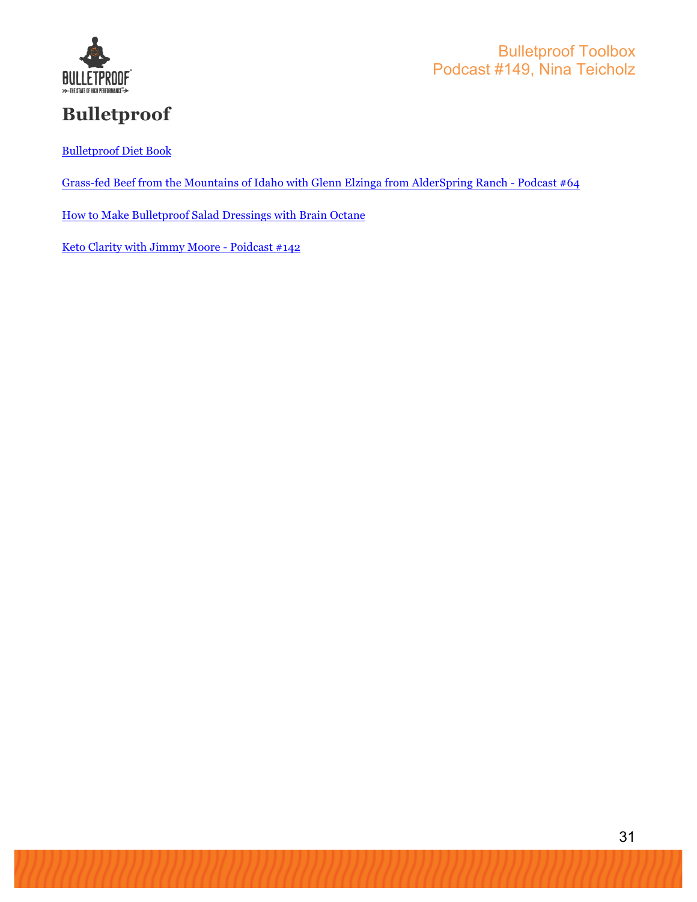# Bulletproof

Bulletproof Diet Book

Grass-fed Beef from the Mountains of Idaho with Glenn Elzinga from AlderSpring Ranch - Podcast #64

How to Make Bulletproof Salad Dressings with Brain Octane

Keto Clarity with Jimmy Moore - Poidcast #142